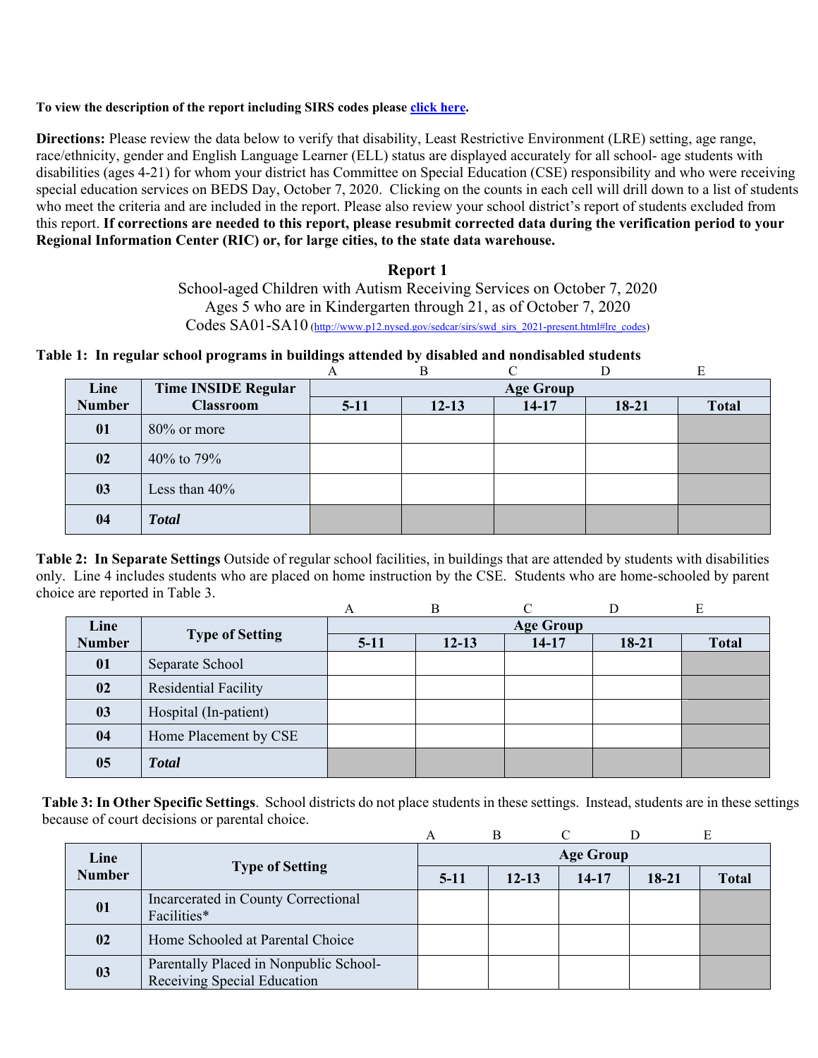**To view the description of the report including SIRS codes please [click here](#).**

**Directions:** Please review the data below to verify that disability, Least Restrictive Environment (LRE) setting, age range, race/ethnicity, gender and English Language Learner (ELL) status are displayed accurately for all school- age students with disabilities (ages 4-21) for whom your district has Committee on Special Education (CSE) responsibility and who were receiving special education services on BEDS Day, October 7, 2020. Clicking on the counts in each cell will drill down to a list of students who meet the criteria and are included in the report. Please also review your school district's report of students excluded from this report. **If corrections are needed to this report, please resubmit corrected data during the verification period to your Regional Information Center (RIC) or, for large cities, to the state data warehouse.**

## Report 1

School-aged Children with Autism Receiving Services on October 7, 2020
Ages 5 who are in Kindergarten through 21, as of October 7, 2020
Codes SA01-SA10 (http://www.p12.nysed.gov/sedcar/sirs/swd_sirs_2021-present.html#lre_codes)

**Table 1: In regular school programs in buildings attended by disabled and nondisabled students**

| | | A | B | C | D | E |
|---|---|---|---|---|---|---|
| **Line Number** | **Time INSIDE Regular Classroom** | **Age Group** | | | | |
| | | **5-11** | **12-13** | **14-17** | **18-21** | **Total** |
| **01** | 80% or more | | | | | |
| **02** | 40% to 79% | | | | | |
| **03** | Less than 40% | | | | | |
| **04** | ***Total*** | | | | | |

**Table 2: In Separate Settings** Outside of regular school facilities, in buildings that are attended by students with disabilities only. Line 4 includes students who are placed on home instruction by the CSE. Students who are home-schooled by parent choice are reported in Table 3.

| | | A | B | C | D | E |
|---|---|---|---|---|---|---|
| **Line Number** | **Type of Setting** | **Age Group** | | | | |
| | | **5-11** | **12-13** | **14-17** | **18-21** | **Total** |
| **01** | Separate School | | | | | |
| **02** | Residential Facility | | | | | |
| **03** | Hospital (In-patient) | | | | | |
| **04** | Home Placement by CSE | | | | | |
| **05** | ***Total*** | | | | | |

**Table 3: In Other Specific Settings**. School districts do not place students in these settings. Instead, students are in these settings because of court decisions or parental choice.

| | | A | B | C | D | E |
|---|---|---|---|---|---|---|
| **Line Number** | **Type of Setting** | **Age Group** | | | | |
| | | **5-11** | **12-13** | **14-17** | **18-21** | **Total** |
| **01** | Incarcerated in County Correctional Facilities* | | | | | |
| **02** | Home Schooled at Parental Choice | | | | | |
| **03** | Parentally Placed in Nonpublic School-Receiving Special Education | | | | | |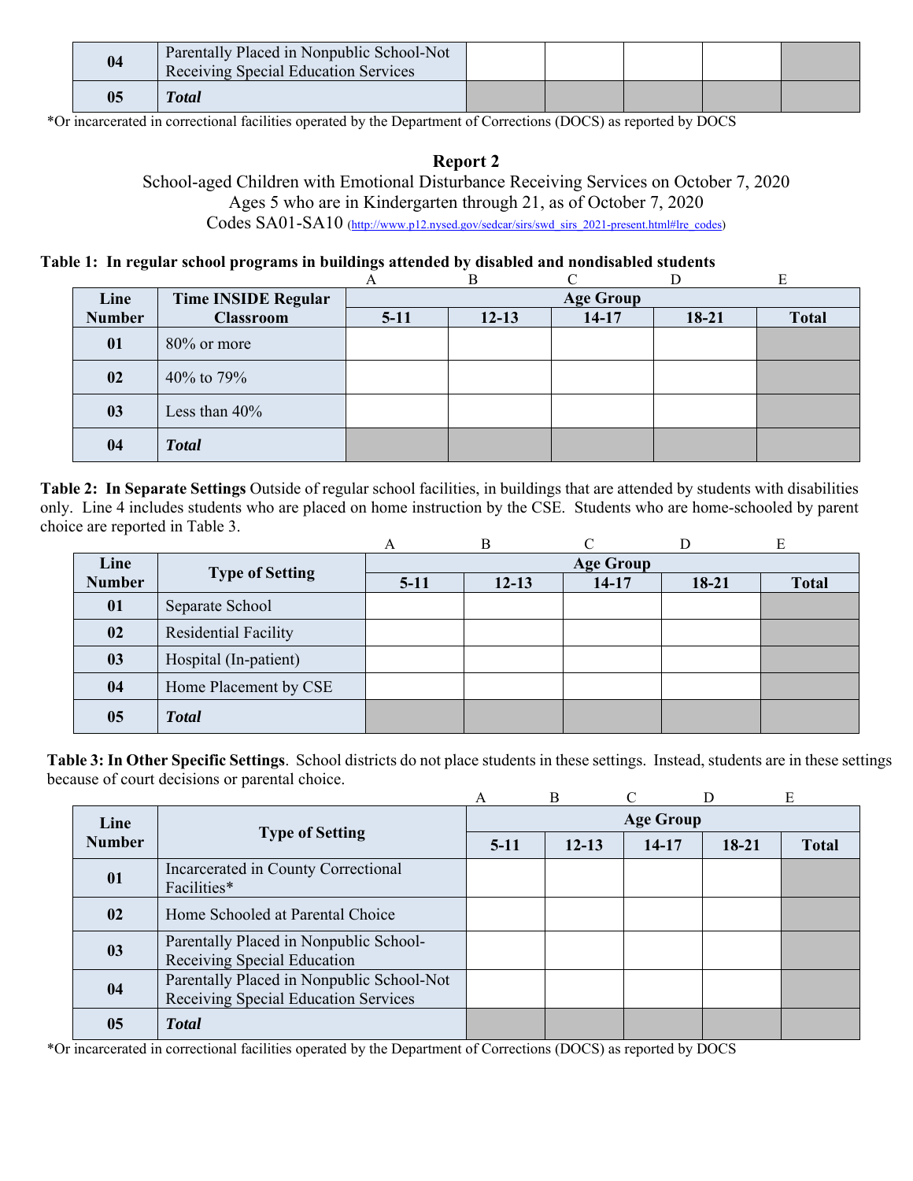| | | | | | | |
|---|---|---|---|---|---|---|
| 04 | Parentally Placed in Nonpublic School-Not Receiving Special Education Services | | | | | |
| 05 | ***Total*** | | | | | |

*Or incarcerated in correctional facilities operated by the Department of Corrections (DOCS) as reported by DOCS

**Report 2**

School-aged Children with Emotional Disturbance Receiving Services on October 7, 2020
Ages 5 who are in Kindergarten through 21, as of October 7, 2020
Codes SA01-SA10 (http://www.p12.nysed.gov/sedcar/sirs/swd_sirs_2021-present.html#lre_codes)

**Table 1: In regular school programs in buildings attended by disabled and nondisabled students**

| | | A | B | C | D | E |
|---|---|---|---|---|---|---|
| **Line Number** | **Time INSIDE Regular Classroom** | **Age Group** | | | | |
| | | **5-11** | **12-13** | **14-17** | **18-21** | **Total** |
| **01** | 80% or more | | | | | |
| **02** | 40% to 79% | | | | | |
| **03** | Less than 40% | | | | | |
| **04** | ***Total*** | | | | | |

**Table 2: In Separate Settings** Outside of regular school facilities, in buildings that are attended by students with disabilities only. Line 4 includes students who are placed on home instruction by the CSE. Students who are home-schooled by parent choice are reported in Table 3.

| | | A | B | C | D | E |
|---|---|---|---|---|---|---|
| **Line Number** | **Type of Setting** | **Age Group** | | | | |
| | | **5-11** | **12-13** | **14-17** | **18-21** | **Total** |
| **01** | Separate School | | | | | |
| **02** | Residential Facility | | | | | |
| **03** | Hospital (In-patient) | | | | | |
| **04** | Home Placement by CSE | | | | | |
| **05** | ***Total*** | | | | | |

**Table 3: In Other Specific Settings**. School districts do not place students in these settings. Instead, students are in these settings because of court decisions or parental choice.

| | | A | B | C | D | E |
|---|---|---|---|---|---|---|
| **Line Number** | **Type of Setting** | **Age Group** | | | | |
| | | **5-11** | **12-13** | **14-17** | **18-21** | **Total** |
| **01** | Incarcerated in County Correctional Facilities* | | | | | |
| **02** | Home Schooled at Parental Choice | | | | | |
| **03** | Parentally Placed in Nonpublic School-Receiving Special Education | | | | | |
| **04** | Parentally Placed in Nonpublic School-Not Receiving Special Education Services | | | | | |
| **05** | ***Total*** | | | | | |

*Or incarcerated in correctional facilities operated by the Department of Corrections (DOCS) as reported by DOCS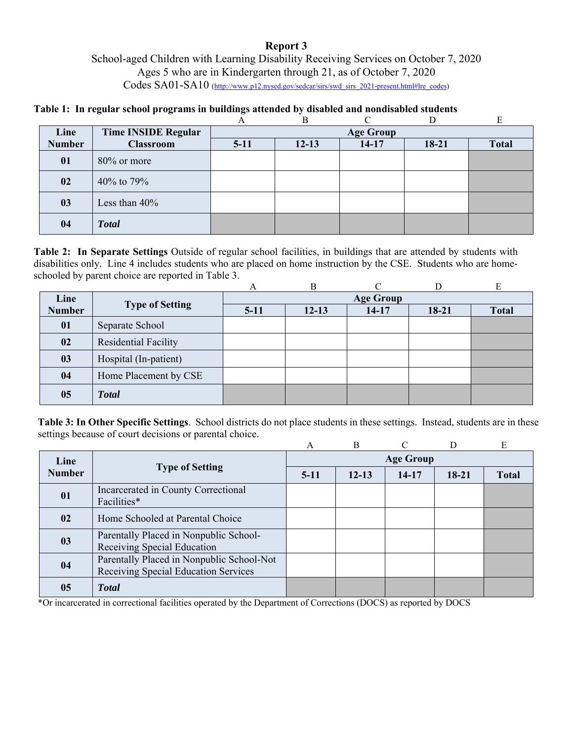# Report 3

School-aged Children with Learning Disability Receiving Services on October 7, 2020
Ages 5 who are in Kindergarten through 21, as of October 7, 2020
Codes SA01-SA10 (http://www.p12.nysed.gov/sedcar/sirs/swd_sirs_2021-present.html#lre_codes)

**Table 1: In regular school programs in buildings attended by disabled and nondisabled students**

| | | A | B | C | D | E |
|---|---|---|---|---|---|---|
| **Line Number** | **Time INSIDE Regular Classroom** | **Age Group** | | | | |
| | | **5-11** | **12-13** | **14-17** | **18-21** | **Total** |
| **01** | 80% or more | | | | | |
| **02** | 40% to 79% | | | | | |
| **03** | Less than 40% | | | | | |
| **04** | ***Total*** | | | | | |

**Table 2: In Separate Settings** Outside of regular school facilities, in buildings that are attended by students with disabilities only. Line 4 includes students who are placed on home instruction by the CSE. Students who are home-schooled by parent choice are reported in Table 3.

| | | A | B | C | D | E |
|---|---|---|---|---|---|---|
| **Line Number** | **Type of Setting** | **Age Group** | | | | |
| | | **5-11** | **12-13** | **14-17** | **18-21** | **Total** |
| **01** | Separate School | | | | | |
| **02** | Residential Facility | | | | | |
| **03** | Hospital (In-patient) | | | | | |
| **04** | Home Placement by CSE | | | | | |
| **05** | ***Total*** | | | | | |

**Table 3: In Other Specific Settings**. School districts do not place students in these settings. Instead, students are in these settings because of court decisions or parental choice.

| | | A | B | C | D | E |
|---|---|---|---|---|---|---|
| **Line Number** | **Type of Setting** | **Age Group** | | | | |
| | | **5-11** | **12-13** | **14-17** | **18-21** | **Total** |
| **01** | Incarcerated in County Correctional Facilities* | | | | | |
| **02** | Home Schooled at Parental Choice | | | | | |
| **03** | Parentally Placed in Nonpublic School-Receiving Special Education | | | | | |
| **04** | Parentally Placed in Nonpublic School-Not Receiving Special Education Services | | | | | |
| **05** | ***Total*** | | | | | |

*Or incarcerated in correctional facilities operated by the Department of Corrections (DOCS) as reported by DOCS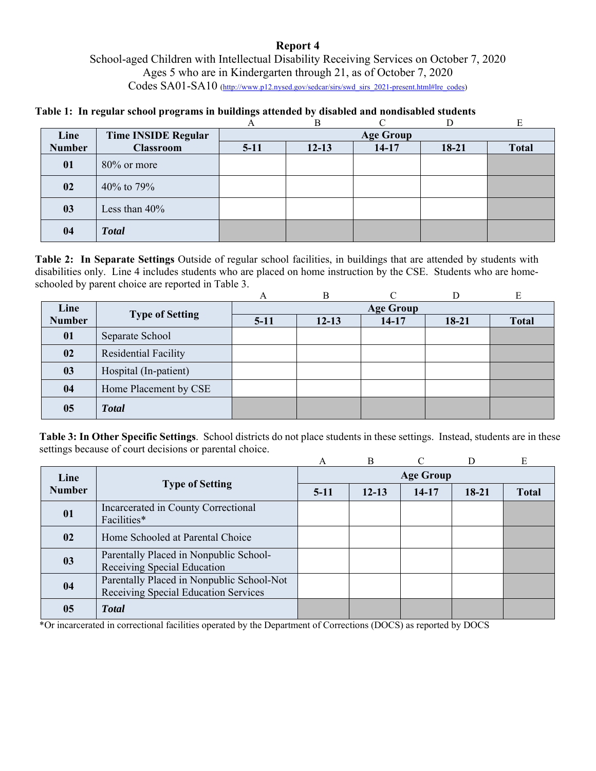# Report 4

School-aged Children with Intellectual Disability Receiving Services on October 7, 2020
Ages 5 who are in Kindergarten through 21, as of October 7, 2020
Codes SA01-SA10 (http://www.p12.nysed.gov/sedcar/sirs/swd_sirs_2021-present.html#lre_codes)

**Table 1: In regular school programs in buildings attended by disabled and nondisabled students**

| | | A | B | C | D | E |
|---|---|---|---|---|---|---|
| **Line Number** | **Time INSIDE Regular Classroom** | **Age Group** | | | | |
| | | **5-11** | **12-13** | **14-17** | **18-21** | **Total** |
| **01** | 80% or more | | | | | |
| **02** | 40% to 79% | | | | | |
| **03** | Less than 40% | | | | | |
| **04** | ***Total*** | | | | | |

**Table 2: In Separate Settings** Outside of regular school facilities, in buildings that are attended by students with disabilities only. Line 4 includes students who are placed on home instruction by the CSE. Students who are home-schooled by parent choice are reported in Table 3.

| | | A | B | C | D | E |
|---|---|---|---|---|---|---|
| **Line Number** | **Type of Setting** | **Age Group** | | | | |
| | | **5-11** | **12-13** | **14-17** | **18-21** | **Total** |
| **01** | Separate School | | | | | |
| **02** | Residential Facility | | | | | |
| **03** | Hospital (In-patient) | | | | | |
| **04** | Home Placement by CSE | | | | | |
| **05** | ***Total*** | | | | | |

**Table 3: In Other Specific Settings**. School districts do not place students in these settings. Instead, students are in these settings because of court decisions or parental choice.

| | | A | B | C | D | E |
|---|---|---|---|---|---|---|
| **Line Number** | **Type of Setting** | **Age Group** | | | | |
| | | **5-11** | **12-13** | **14-17** | **18-21** | **Total** |
| **01** | Incarcerated in County Correctional Facilities* | | | | | |
| **02** | Home Schooled at Parental Choice | | | | | |
| **03** | Parentally Placed in Nonpublic School-Receiving Special Education | | | | | |
| **04** | Parentally Placed in Nonpublic School-Not Receiving Special Education Services | | | | | |
| **05** | ***Total*** | | | | | |

*Or incarcerated in correctional facilities operated by the Department of Corrections (DOCS) as reported by DOCS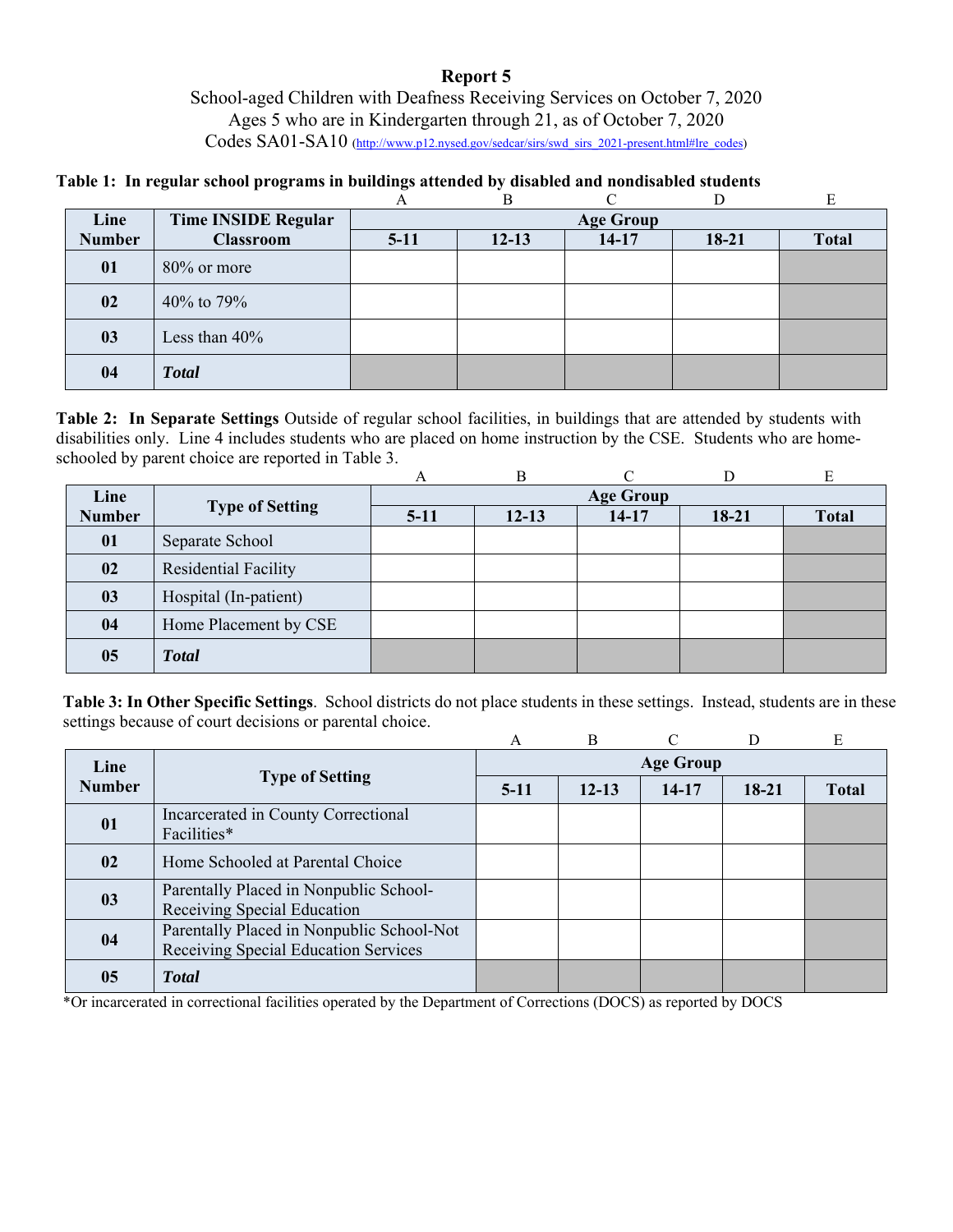**Report 5**

School-aged Children with Deafness Receiving Services on October 7, 2020
Ages 5 who are in Kindergarten through 21, as of October 7, 2020
Codes SA01-SA10 (http://www.p12.nysed.gov/sedcar/sirs/swd_sirs_2021-present.html#lre_codes)

**Table 1: In regular school programs in buildings attended by disabled and nondisabled students**

| | | A | B | C | D | E |
|---|---|---|---|---|---|---|
| **Line Number** | **Time INSIDE Regular Classroom** | **Age Group** | | | | |
| | | **5-11** | **12-13** | **14-17** | **18-21** | **Total** |
| **01** | 80% or more | | | | | |
| **02** | 40% to 79% | | | | | |
| **03** | Less than 40% | | | | | |
| **04** | ***Total*** | | | | | |

**Table 2: In Separate Settings** Outside of regular school facilities, in buildings that are attended by students with disabilities only. Line 4 includes students who are placed on home instruction by the CSE. Students who are home-schooled by parent choice are reported in Table 3.

| | | A | B | C | D | E |
|---|---|---|---|---|---|---|
| **Line Number** | **Type of Setting** | **Age Group** | | | | |
| | | **5-11** | **12-13** | **14-17** | **18-21** | **Total** |
| **01** | Separate School | | | | | |
| **02** | Residential Facility | | | | | |
| **03** | Hospital (In-patient) | | | | | |
| **04** | Home Placement by CSE | | | | | |
| **05** | ***Total*** | | | | | |

**Table 3: In Other Specific Settings**. School districts do not place students in these settings. Instead, students are in these settings because of court decisions or parental choice.

| | | A | B | C | D | E |
|---|---|---|---|---|---|---|
| **Line Number** | **Type of Setting** | **Age Group** | | | | |
| | | **5-11** | **12-13** | **14-17** | **18-21** | **Total** |
| **01** | Incarcerated in County Correctional Facilities* | | | | | |
| **02** | Home Schooled at Parental Choice | | | | | |
| **03** | Parentally Placed in Nonpublic School-Receiving Special Education | | | | | |
| **04** | Parentally Placed in Nonpublic School-Not Receiving Special Education Services | | | | | |
| **05** | ***Total*** | | | | | |

*Or incarcerated in correctional facilities operated by the Department of Corrections (DOCS) as reported by DOCS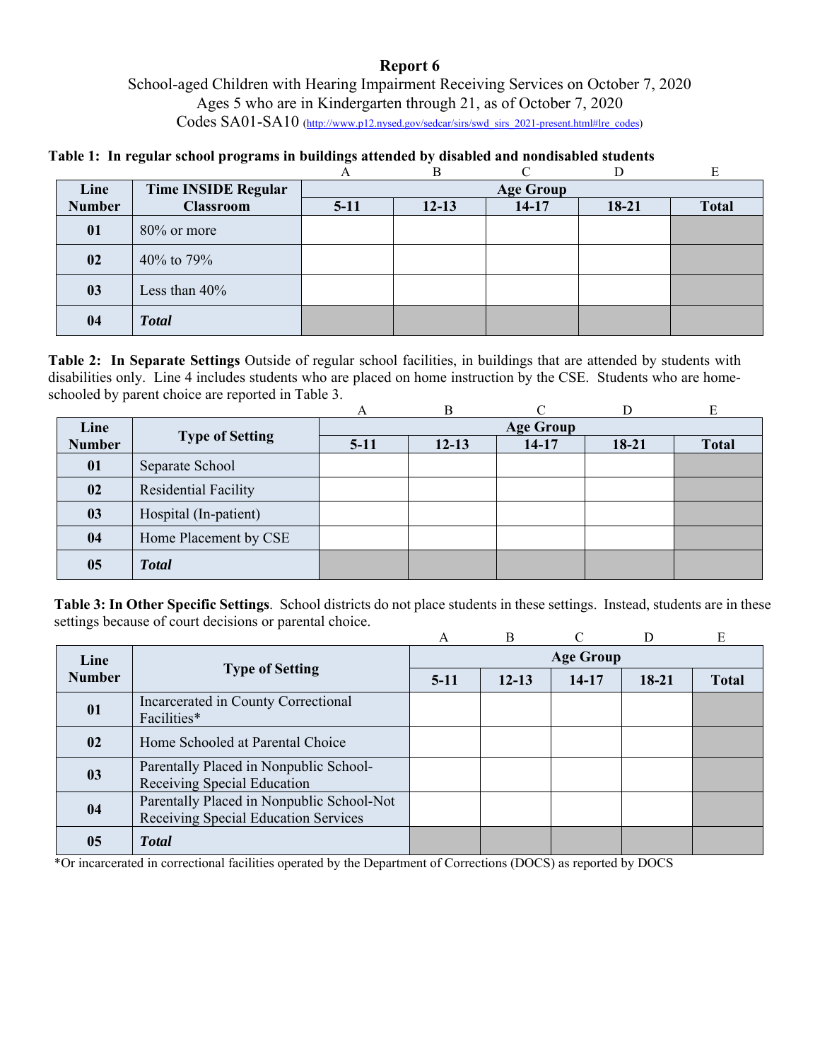# Report 6

School-aged Children with Hearing Impairment Receiving Services on October 7, 2020
Ages 5 who are in Kindergarten through 21, as of October 7, 2020
Codes SA01-SA10 (http://www.p12.nysed.gov/sedcar/sirs/swd_sirs_2021-present.html#lre_codes)

**Table 1: In regular school programs in buildings attended by disabled and nondisabled students**

| | | A | B | C | D | E |
|---|---|---|---|---|---|---|
| **Line Number** | **Time INSIDE Regular Classroom** | **Age Group** | | | | |
| | | **5-11** | **12-13** | **14-17** | **18-21** | **Total** |
| **01** | 80% or more | | | | | |
| **02** | 40% to 79% | | | | | |
| **03** | Less than 40% | | | | | |
| **04** | ***Total*** | | | | | |

**Table 2: In Separate Settings** Outside of regular school facilities, in buildings that are attended by students with disabilities only. Line 4 includes students who are placed on home instruction by the CSE. Students who are home-schooled by parent choice are reported in Table 3.

| | | A | B | C | D | E |
|---|---|---|---|---|---|---|
| **Line Number** | **Type of Setting** | **Age Group** | | | | |
| | | **5-11** | **12-13** | **14-17** | **18-21** | **Total** |
| **01** | Separate School | | | | | |
| **02** | Residential Facility | | | | | |
| **03** | Hospital (In-patient) | | | | | |
| **04** | Home Placement by CSE | | | | | |
| **05** | ***Total*** | | | | | |

**Table 3: In Other Specific Settings**. School districts do not place students in these settings. Instead, students are in these settings because of court decisions or parental choice.

| | | A | B | C | D | E |
|---|---|---|---|---|---|---|
| **Line Number** | **Type of Setting** | **Age Group** | | | | |
| | | **5-11** | **12-13** | **14-17** | **18-21** | **Total** |
| **01** | Incarcerated in County Correctional Facilities* | | | | | |
| **02** | Home Schooled at Parental Choice | | | | | |
| **03** | Parentally Placed in Nonpublic School-Receiving Special Education | | | | | |
| **04** | Parentally Placed in Nonpublic School-Not Receiving Special Education Services | | | | | |
| **05** | ***Total*** | | | | | |

*Or incarcerated in correctional facilities operated by the Department of Corrections (DOCS) as reported by DOCS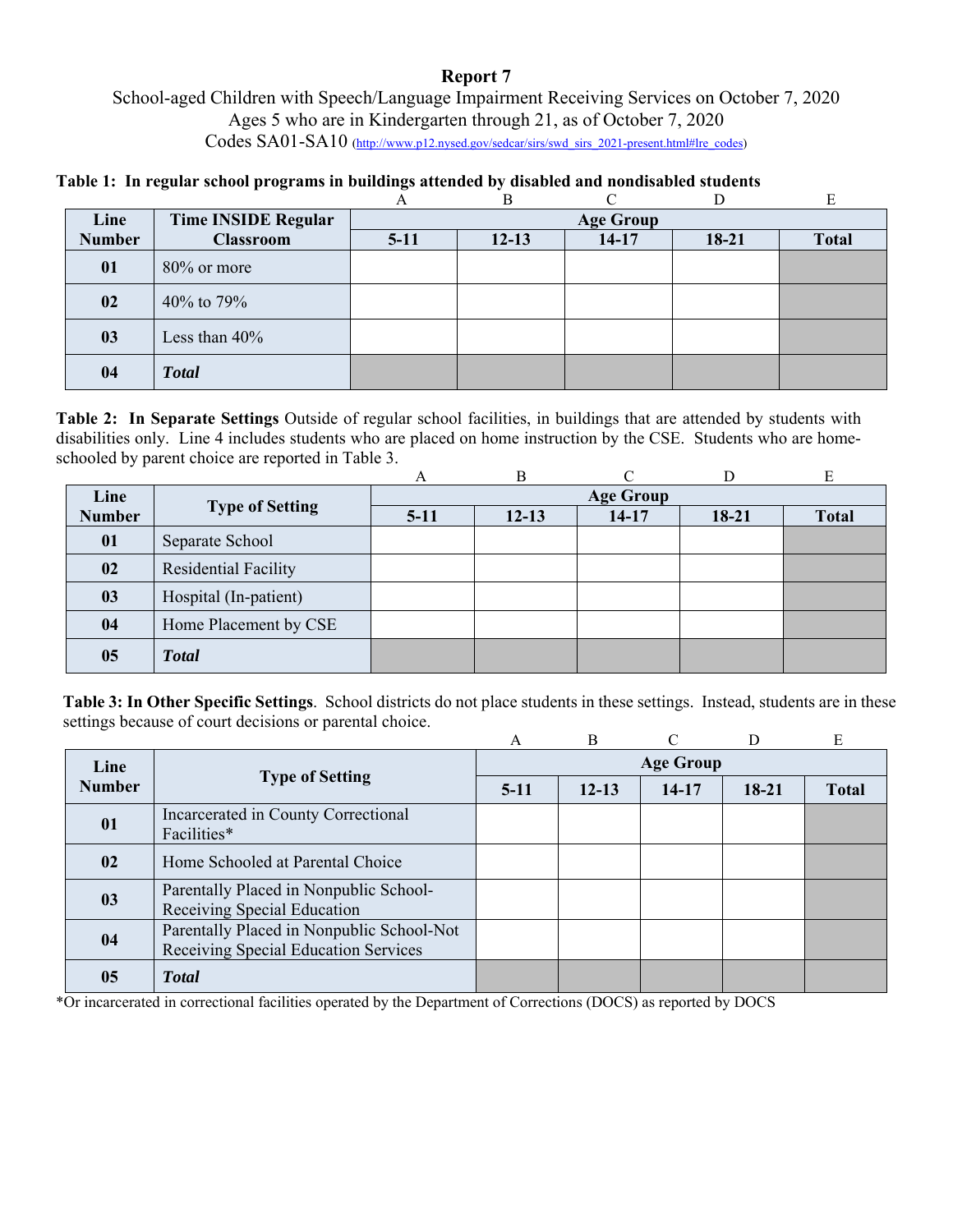# Report 7

School-aged Children with Speech/Language Impairment Receiving Services on October 7, 2020
Ages 5 who are in Kindergarten through 21, as of October 7, 2020
Codes SA01-SA10 (http://www.p12.nysed.gov/sedcar/sirs/swd_sirs_2021-present.html#lre_codes)

**Table 1: In regular school programs in buildings attended by disabled and nondisabled students**

| Line Number | Time INSIDE Regular Classroom | A | B | C | D | E |
|---|---|---|---|---|---|---|
| | | Age Group | | | | |
| | | 5-11 | 12-13 | 14-17 | 18-21 | Total |
| **01** | 80% or more | | | | | |
| **02** | 40% to 79% | | | | | |
| **03** | Less than 40% | | | | | |
| **04** | ***Total*** | | | | | |

**Table 2: In Separate Settings** Outside of regular school facilities, in buildings that are attended by students with disabilities only. Line 4 includes students who are placed on home instruction by the CSE. Students who are home-schooled by parent choice are reported in Table 3.

| Line Number | Type of Setting | A | B | C | D | E |
|---|---|---|---|---|---|---|
| | | Age Group | | | | |
| | | 5-11 | 12-13 | 14-17 | 18-21 | Total |
| **01** | Separate School | | | | | |
| **02** | Residential Facility | | | | | |
| **03** | Hospital (In-patient) | | | | | |
| **04** | Home Placement by CSE | | | | | |
| **05** | ***Total*** | | | | | |

**Table 3: In Other Specific Settings**. School districts do not place students in these settings. Instead, students are in these settings because of court decisions or parental choice.

| Line Number | Type of Setting | A | B | C | D | E |
|---|---|---|---|---|---|---|
| | | Age Group | | | | |
| | | 5-11 | 12-13 | 14-17 | 18-21 | Total |
| **01** | Incarcerated in County Correctional Facilities* | | | | | |
| **02** | Home Schooled at Parental Choice | | | | | |
| **03** | Parentally Placed in Nonpublic School-Receiving Special Education | | | | | |
| **04** | Parentally Placed in Nonpublic School-Not Receiving Special Education Services | | | | | |
| **05** | ***Total*** | | | | | |

*Or incarcerated in correctional facilities operated by the Department of Corrections (DOCS) as reported by DOCS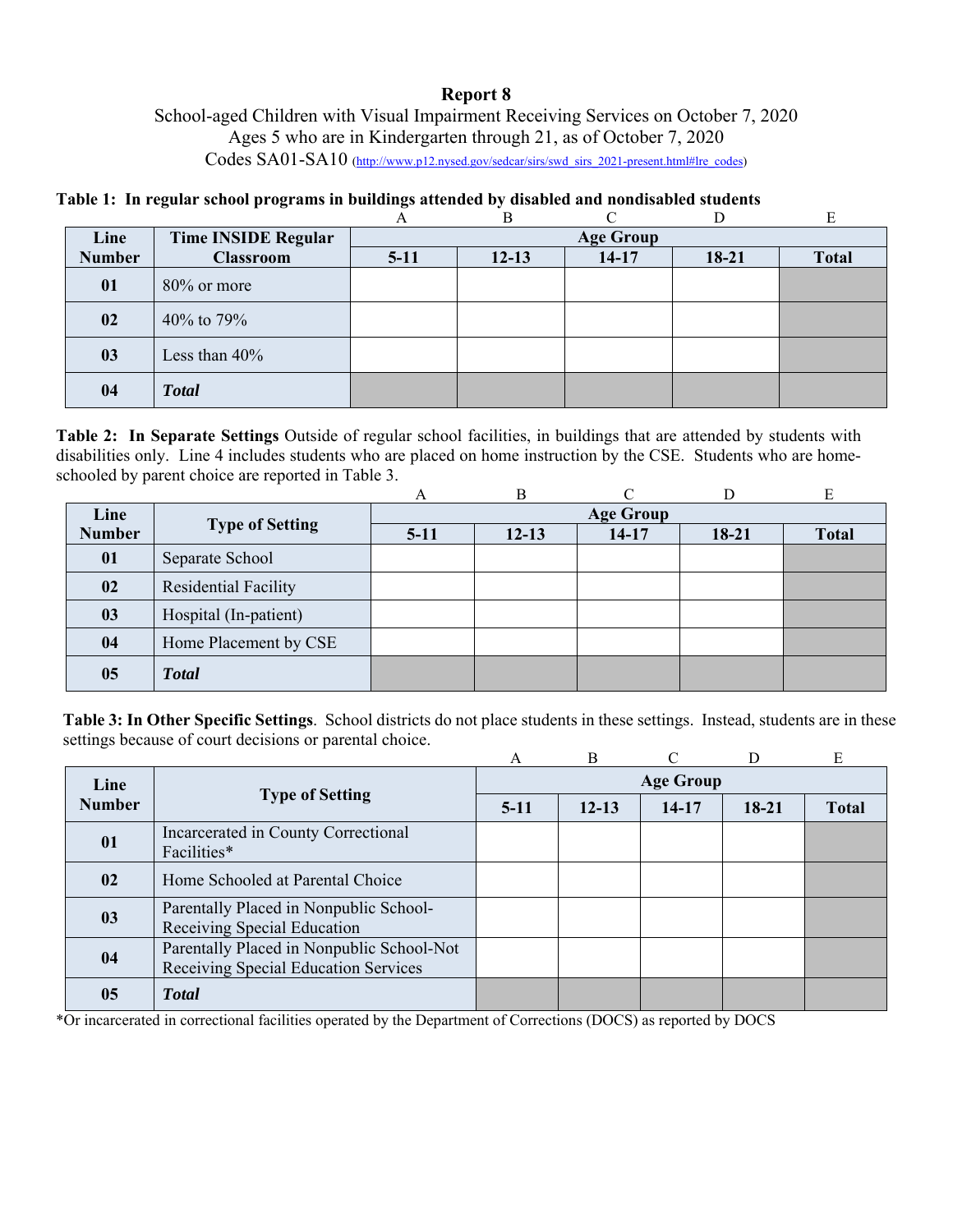# Report 8

School-aged Children with Visual Impairment Receiving Services on October 7, 2020
Ages 5 who are in Kindergarten through 21, as of October 7, 2020
Codes SA01-SA10 (http://www.p12.nysed.gov/sedcar/sirs/swd_sirs_2021-present.html#lre_codes)

**Table 1: In regular school programs in buildings attended by disabled and nondisabled students**

| | | A | B | C | D | E |
|---|---|---|---|---|---|---|
| **Line Number** | **Time INSIDE Regular Classroom** | **Age Group** | | | | |
| | | **5-11** | **12-13** | **14-17** | **18-21** | **Total** |
| **01** | 80% or more | | | | | |
| **02** | 40% to 79% | | | | | |
| **03** | Less than 40% | | | | | |
| **04** | ***Total*** | | | | | |

**Table 2: In Separate Settings** Outside of regular school facilities, in buildings that are attended by students with disabilities only. Line 4 includes students who are placed on home instruction by the CSE. Students who are home-schooled by parent choice are reported in Table 3.

| | | A | B | C | D | E |
|---|---|---|---|---|---|---|
| **Line Number** | **Type of Setting** | **Age Group** | | | | |
| | | **5-11** | **12-13** | **14-17** | **18-21** | **Total** |
| **01** | Separate School | | | | | |
| **02** | Residential Facility | | | | | |
| **03** | Hospital (In-patient) | | | | | |
| **04** | Home Placement by CSE | | | | | |
| **05** | ***Total*** | | | | | |

**Table 3: In Other Specific Settings**. School districts do not place students in these settings. Instead, students are in these settings because of court decisions or parental choice.

| | | A | B | C | D | E |
|---|---|---|---|---|---|---|
| **Line Number** | **Type of Setting** | **Age Group** | | | | |
| | | **5-11** | **12-13** | **14-17** | **18-21** | **Total** |
| **01** | Incarcerated in County Correctional Facilities* | | | | | |
| **02** | Home Schooled at Parental Choice | | | | | |
| **03** | Parentally Placed in Nonpublic School-Receiving Special Education | | | | | |
| **04** | Parentally Placed in Nonpublic School-Not Receiving Special Education Services | | | | | |
| **05** | ***Total*** | | | | | |

*Or incarcerated in correctional facilities operated by the Department of Corrections (DOCS) as reported by DOCS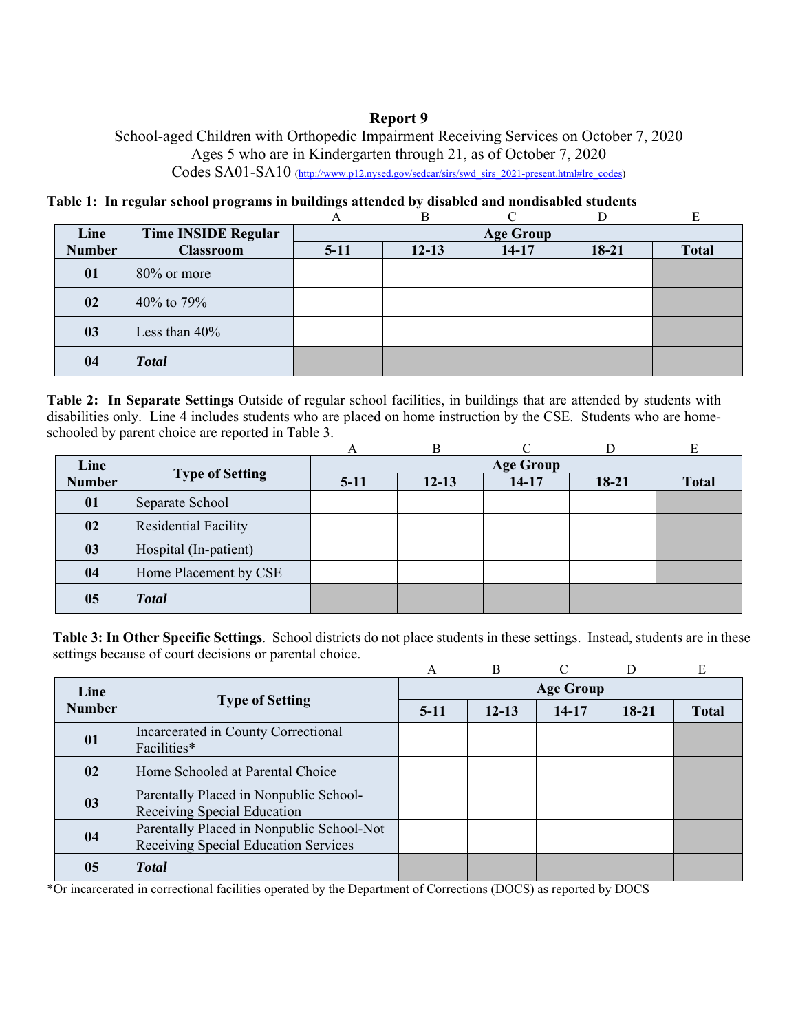# Report 9

School-aged Children with Orthopedic Impairment Receiving Services on October 7, 2020
Ages 5 who are in Kindergarten through 21, as of October 7, 2020
Codes SA01-SA10 (http://www.p12.nysed.gov/sedcar/sirs/swd_sirs_2021-present.html#lre_codes)

**Table 1: In regular school programs in buildings attended by disabled and nondisabled students**

| | | A | B | C | D | E |
|---|---|---|---|---|---|---|
| **Line Number** | **Time INSIDE Regular Classroom** | **Age Group** | | | | |
| | | **5-11** | **12-13** | **14-17** | **18-21** | **Total** |
| **01** | 80% or more | | | | | |
| **02** | 40% to 79% | | | | | |
| **03** | Less than 40% | | | | | |
| **04** | ***Total*** | | | | | |

**Table 2: In Separate Settings** Outside of regular school facilities, in buildings that are attended by students with disabilities only. Line 4 includes students who are placed on home instruction by the CSE. Students who are home-schooled by parent choice are reported in Table 3.

| | | A | B | C | D | E |
|---|---|---|---|---|---|---|
| **Line Number** | **Type of Setting** | **Age Group** | | | | |
| | | **5-11** | **12-13** | **14-17** | **18-21** | **Total** |
| **01** | Separate School | | | | | |
| **02** | Residential Facility | | | | | |
| **03** | Hospital (In-patient) | | | | | |
| **04** | Home Placement by CSE | | | | | |
| **05** | ***Total*** | | | | | |

**Table 3: In Other Specific Settings**. School districts do not place students in these settings. Instead, students are in these settings because of court decisions or parental choice.

| | | A | B | C | D | E |
|---|---|---|---|---|---|---|
| **Line Number** | **Type of Setting** | **Age Group** | | | | |
| | | **5-11** | **12-13** | **14-17** | **18-21** | **Total** |
| **01** | Incarcerated in County Correctional Facilities* | | | | | |
| **02** | Home Schooled at Parental Choice | | | | | |
| **03** | Parentally Placed in Nonpublic School-Receiving Special Education | | | | | |
| **04** | Parentally Placed in Nonpublic School-Not Receiving Special Education Services | | | | | |
| **05** | ***Total*** | | | | | |

*Or incarcerated in correctional facilities operated by the Department of Corrections (DOCS) as reported by DOCS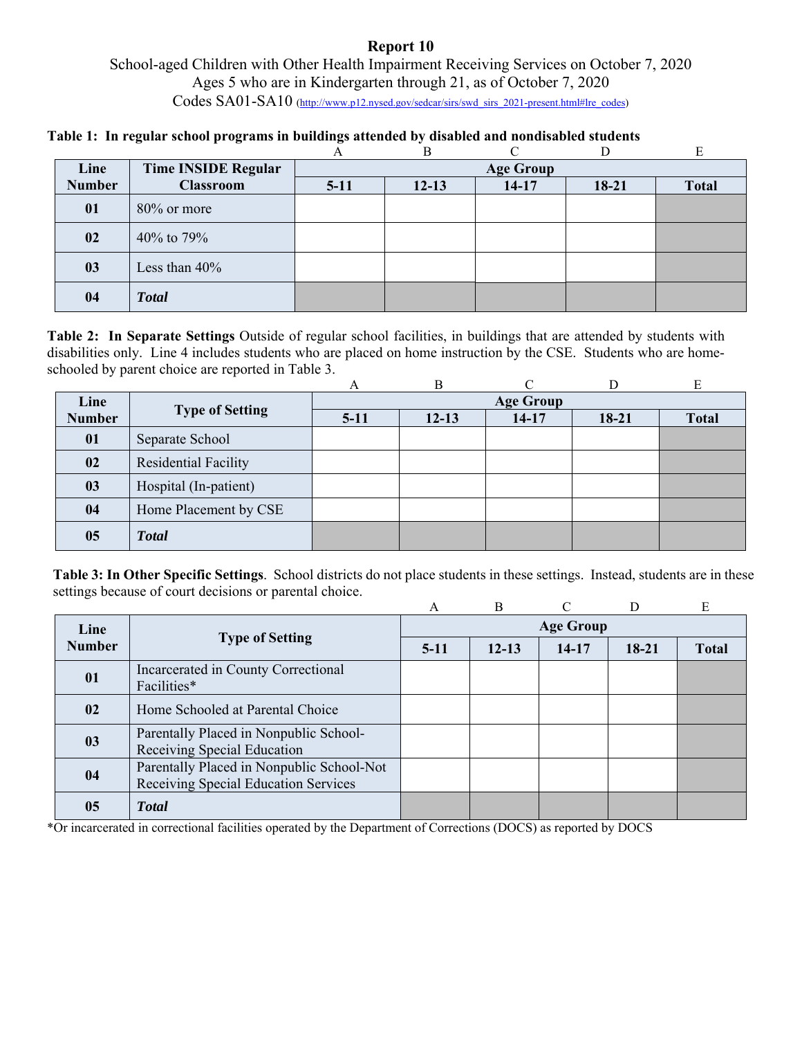# Report 10

School-aged Children with Other Health Impairment Receiving Services on October 7, 2020
Ages 5 who are in Kindergarten through 21, as of October 7, 2020
Codes SA01-SA10 (http://www.p12.nysed.gov/sedcar/sirs/swd_sirs_2021-present.html#lre_codes)

**Table 1: In regular school programs in buildings attended by disabled and nondisabled students**

| | | A | B | C | D | E |
|---|---|---|---|---|---|---|
| **Line Number** | **Time INSIDE Regular Classroom** | **Age Group** | | | | |
| | | **5-11** | **12-13** | **14-17** | **18-21** | **Total** |
| **01** | 80% or more | | | | | |
| **02** | 40% to 79% | | | | | |
| **03** | Less than 40% | | | | | |
| **04** | ***Total*** | | | | | |

**Table 2: In Separate Settings** Outside of regular school facilities, in buildings that are attended by students with disabilities only. Line 4 includes students who are placed on home instruction by the CSE. Students who are home-schooled by parent choice are reported in Table 3.

| | | A | B | C | D | E |
|---|---|---|---|---|---|---|
| **Line Number** | **Type of Setting** | **Age Group** | | | | |
| | | **5-11** | **12-13** | **14-17** | **18-21** | **Total** |
| **01** | Separate School | | | | | |
| **02** | Residential Facility | | | | | |
| **03** | Hospital (In-patient) | | | | | |
| **04** | Home Placement by CSE | | | | | |
| **05** | ***Total*** | | | | | |

**Table 3: In Other Specific Settings**. School districts do not place students in these settings. Instead, students are in these settings because of court decisions or parental choice.

| | | A | B | C | D | E |
|---|---|---|---|---|---|---|
| **Line Number** | **Type of Setting** | **Age Group** | | | | |
| | | **5-11** | **12-13** | **14-17** | **18-21** | **Total** |
| **01** | Incarcerated in County Correctional Facilities* | | | | | |
| **02** | Home Schooled at Parental Choice | | | | | |
| **03** | Parentally Placed in Nonpublic School-Receiving Special Education | | | | | |
| **04** | Parentally Placed in Nonpublic School-Not Receiving Special Education Services | | | | | |
| **05** | ***Total*** | | | | | |

*Or incarcerated in correctional facilities operated by the Department of Corrections (DOCS) as reported by DOCS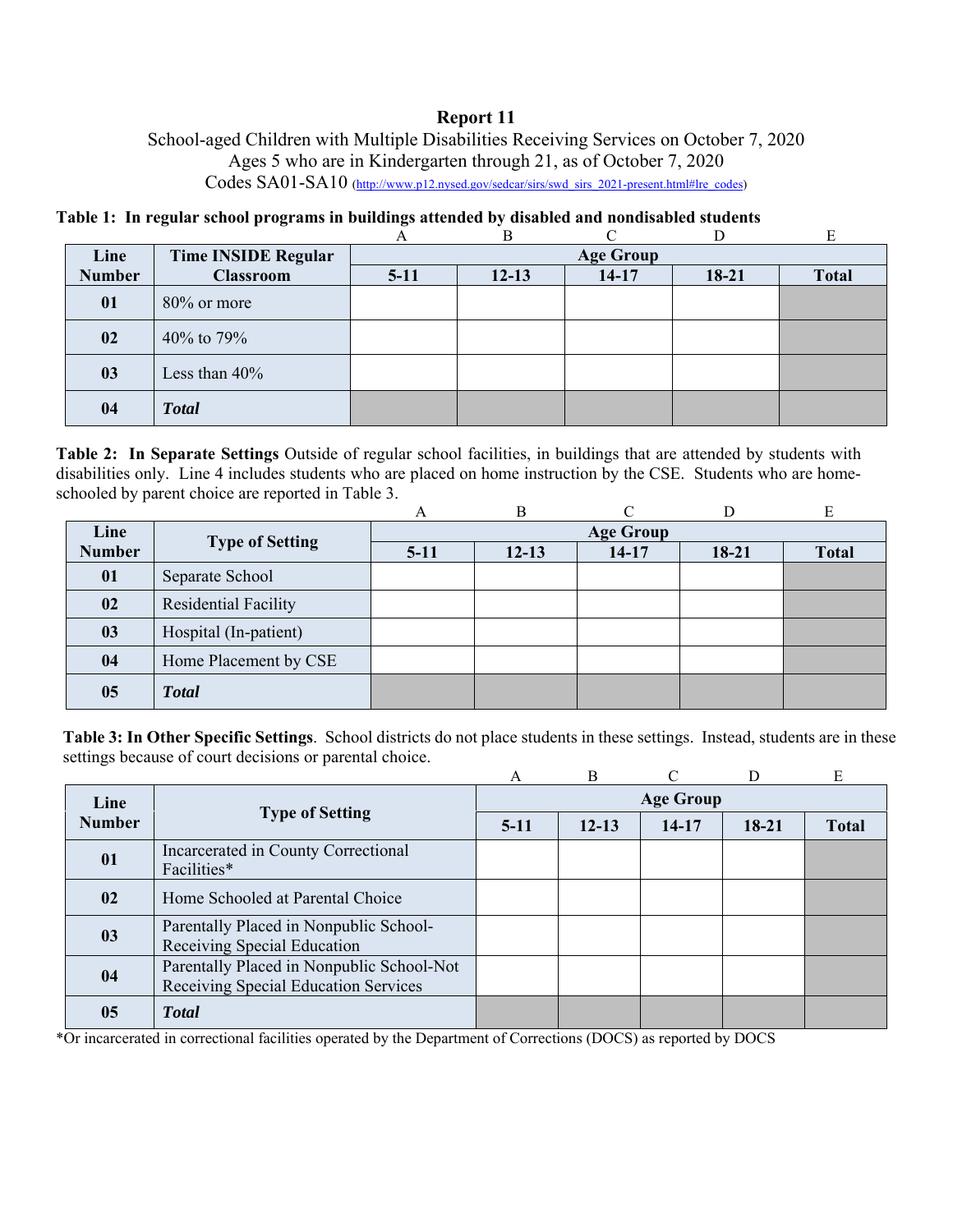# Report 11

School-aged Children with Multiple Disabilities Receiving Services on October 7, 2020
Ages 5 who are in Kindergarten through 21, as of October 7, 2020
Codes SA01-SA10 (http://www.p12.nysed.gov/sedcar/sirs/swd_sirs_2021-present.html#lre_codes)

**Table 1: In regular school programs in buildings attended by disabled and nondisabled students**

| | | A | B | C | D | E |
|---|---|---|---|---|---|---|
| **Line Number** | **Time INSIDE Regular Classroom** | **Age Group** | | | | |
| | | **5-11** | **12-13** | **14-17** | **18-21** | **Total** |
| **01** | 80% or more | | | | | |
| **02** | 40% to 79% | | | | | |
| **03** | Less than 40% | | | | | |
| **04** | ***Total*** | | | | | |

**Table 2: In Separate Settings** Outside of regular school facilities, in buildings that are attended by students with disabilities only. Line 4 includes students who are placed on home instruction by the CSE. Students who are home-schooled by parent choice are reported in Table 3.

| | | A | B | C | D | E |
|---|---|---|---|---|---|---|
| **Line Number** | **Type of Setting** | **Age Group** | | | | |
| | | **5-11** | **12-13** | **14-17** | **18-21** | **Total** |
| **01** | Separate School | | | | | |
| **02** | Residential Facility | | | | | |
| **03** | Hospital (In-patient) | | | | | |
| **04** | Home Placement by CSE | | | | | |
| **05** | ***Total*** | | | | | |

**Table 3: In Other Specific Settings**. School districts do not place students in these settings. Instead, students are in these settings because of court decisions or parental choice.

| | | A | B | C | D | E |
|---|---|---|---|---|---|---|
| **Line Number** | **Type of Setting** | **Age Group** | | | | |
| | | **5-11** | **12-13** | **14-17** | **18-21** | **Total** |
| **01** | Incarcerated in County Correctional Facilities* | | | | | |
| **02** | Home Schooled at Parental Choice | | | | | |
| **03** | Parentally Placed in Nonpublic School-Receiving Special Education | | | | | |
| **04** | Parentally Placed in Nonpublic School-Not Receiving Special Education Services | | | | | |
| **05** | ***Total*** | | | | | |

*Or incarcerated in correctional facilities operated by the Department of Corrections (DOCS) as reported by DOCS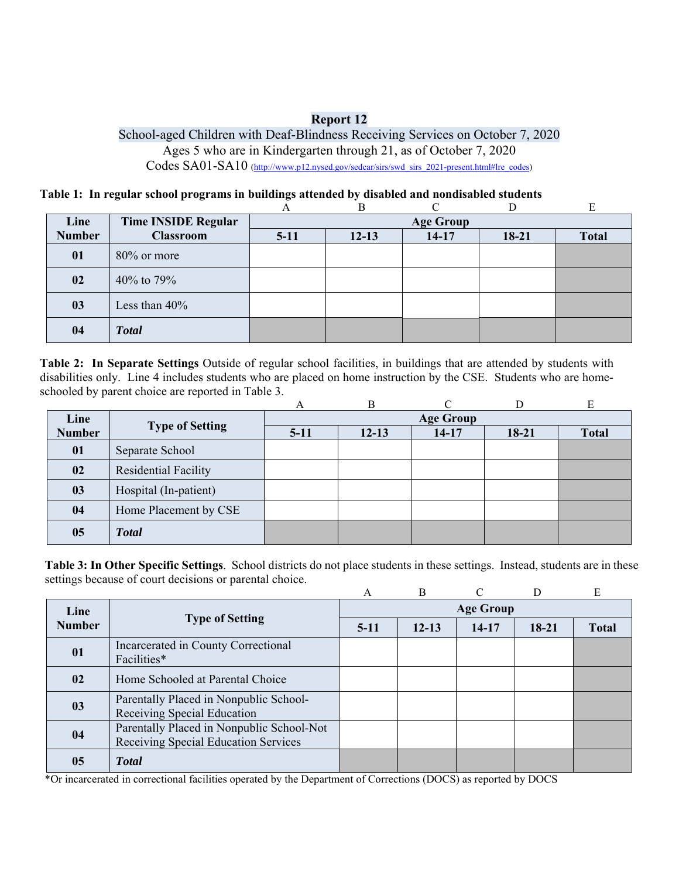**Report 12**

School-aged Children with Deaf-Blindness Receiving Services on October 7, 2020

Ages 5 who are in Kindergarten through 21, as of October 7, 2020

Codes SA01-SA10 (http://www.p12.nysed.gov/sedcar/sirs/swd_sirs_2021-present.html#lre_codes)

**Table 1: In regular school programs in buildings attended by disabled and nondisabled students**

| | | A | B | C | D | E |
|---|---|---|---|---|---|---|
| **Line Number** | **Time INSIDE Regular Classroom** | **Age Group** | | | | |
| | | **5-11** | **12-13** | **14-17** | **18-21** | **Total** |
| **01** | 80% or more | | | | | |
| **02** | 40% to 79% | | | | | |
| **03** | Less than 40% | | | | | |
| **04** | ***Total*** | | | | | |

**Table 2: In Separate Settings** Outside of regular school facilities, in buildings that are attended by students with disabilities only. Line 4 includes students who are placed on home instruction by the CSE. Students who are home-schooled by parent choice are reported in Table 3.

| | | A | B | C | D | E |
|---|---|---|---|---|---|---|
| **Line Number** | **Type of Setting** | **Age Group** | | | | |
| | | **5-11** | **12-13** | **14-17** | **18-21** | **Total** |
| **01** | Separate School | | | | | |
| **02** | Residential Facility | | | | | |
| **03** | Hospital (In-patient) | | | | | |
| **04** | Home Placement by CSE | | | | | |
| **05** | ***Total*** | | | | | |

**Table 3: In Other Specific Settings**. School districts do not place students in these settings. Instead, students are in these settings because of court decisions or parental choice.

| | | A | B | C | D | E |
|---|---|---|---|---|---|---|
| **Line Number** | **Type of Setting** | **Age Group** | | | | |
| | | **5-11** | **12-13** | **14-17** | **18-21** | **Total** |
| **01** | Incarcerated in County Correctional Facilities* | | | | | |
| **02** | Home Schooled at Parental Choice | | | | | |
| **03** | Parentally Placed in Nonpublic School-Receiving Special Education | | | | | |
| **04** | Parentally Placed in Nonpublic School-Not Receiving Special Education Services | | | | | |
| **05** | ***Total*** | | | | | |

*Or incarcerated in correctional facilities operated by the Department of Corrections (DOCS) as reported by DOCS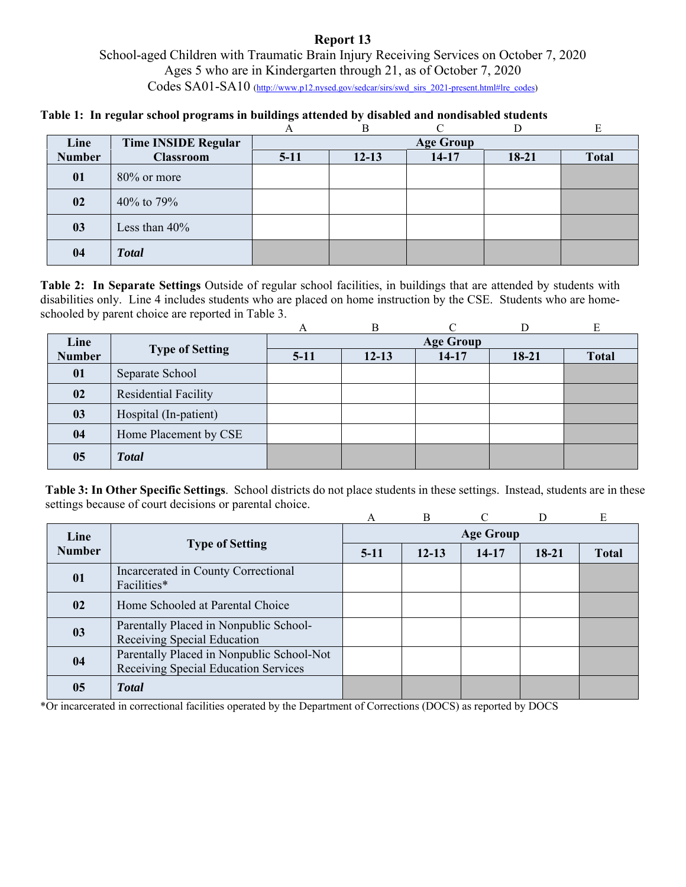# Report 13

School-aged Children with Traumatic Brain Injury Receiving Services on October 7, 2020
Ages 5 who are in Kindergarten through 21, as of October 7, 2020
Codes SA01-SA10 (http://www.p12.nysed.gov/sedcar/sirs/swd_sirs_2021-present.html#lre_codes)

**Table 1: In regular school programs in buildings attended by disabled and nondisabled students**

| | | A | B | C | D | E |
|---|---|---|---|---|---|---|
| **Line Number** | **Time INSIDE Regular Classroom** | **Age Group** | | | | |
| | | **5-11** | **12-13** | **14-17** | **18-21** | **Total** |
| **01** | 80% or more | | | | | |
| **02** | 40% to 79% | | | | | |
| **03** | Less than 40% | | | | | |
| **04** | ***Total*** | | | | | |

**Table 2: In Separate Settings** Outside of regular school facilities, in buildings that are attended by students with disabilities only. Line 4 includes students who are placed on home instruction by the CSE. Students who are home-schooled by parent choice are reported in Table 3.

| | | A | B | C | D | E |
|---|---|---|---|---|---|---|
| **Line Number** | **Type of Setting** | **Age Group** | | | | |
| | | **5-11** | **12-13** | **14-17** | **18-21** | **Total** |
| **01** | Separate School | | | | | |
| **02** | Residential Facility | | | | | |
| **03** | Hospital (In-patient) | | | | | |
| **04** | Home Placement by CSE | | | | | |
| **05** | ***Total*** | | | | | |

**Table 3: In Other Specific Settings**. School districts do not place students in these settings. Instead, students are in these settings because of court decisions or parental choice.

| | | A | B | C | D | E |
|---|---|---|---|---|---|---|
| **Line Number** | **Type of Setting** | **Age Group** | | | | |
| | | **5-11** | **12-13** | **14-17** | **18-21** | **Total** |
| **01** | Incarcerated in County Correctional Facilities* | | | | | |
| **02** | Home Schooled at Parental Choice | | | | | |
| **03** | Parentally Placed in Nonpublic School-Receiving Special Education | | | | | |
| **04** | Parentally Placed in Nonpublic School-Not Receiving Special Education Services | | | | | |
| **05** | ***Total*** | | | | | |

*Or incarcerated in correctional facilities operated by the Department of Corrections (DOCS) as reported by DOCS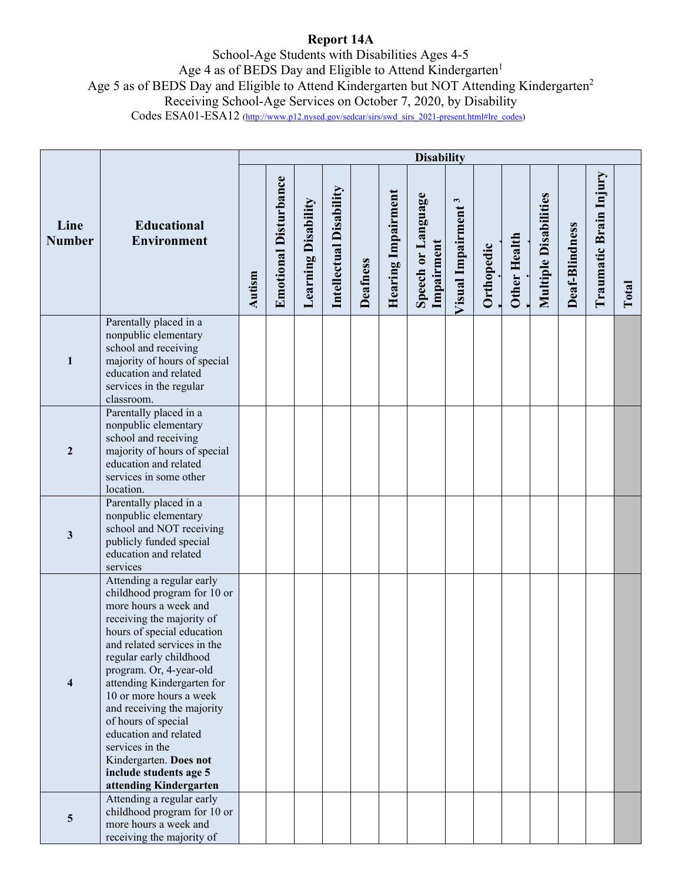**Report 14A**

School-Age Students with Disabilities Ages 4-5
Age 4 as of BEDS Day and Eligible to Attend Kindergarten[1]
Age 5 as of BEDS Day and Eligible to Attend Kindergarten but NOT Attending Kindergarten[2]
Receiving School-Age Services on October 7, 2020, by Disability
Codes ESA01-ESA12 (http://www.p12.nysed.gov/sedcar/sirs/swd_sirs_2021-present.html#lre_codes)

| Line Number | Educational Environment | Disability | | | | | | | | | | | | | |
|---|---|---|---|---|---|---|---|---|---|---|---|---|---|---|---|
| | | Autism | Emotional Disturbance | Learning Disability | Intellectual Disability | Deafness | Hearing Impairment | Speech or Language Impairment | Visual Impairment [3] | Orthopedic Impairment | Other Health Impairment | Multiple Disabilities | Deaf-Blindness | Traumatic Brain Injury | Total |
| 1 | Parentally placed in a nonpublic elementary school and receiving majority of hours of special education and related services in the regular classroom. | | | | | | | | | | | | | | |
| 2 | Parentally placed in a nonpublic elementary school and receiving majority of hours of special education and related services in some other location. | | | | | | | | | | | | | | |
| 3 | Parentally placed in a nonpublic elementary school and NOT receiving publicly funded special education and related services | | | | | | | | | | | | | | |
| 4 | Attending a regular early childhood program for 10 or more hours a week and receiving the majority of hours of special education and related services in the regular early childhood program. Or, 4-year-old attending Kindergarten for 10 or more hours a week and receiving the majority of hours of special education and related services in the Kindergarten. **Does not include students age 5 attending Kindergarten** | | | | | | | | | | | | | | |
| 5 | Attending a regular early childhood program for 10 or more hours a week and receiving the majority of | | | | | | | | | | | | | | |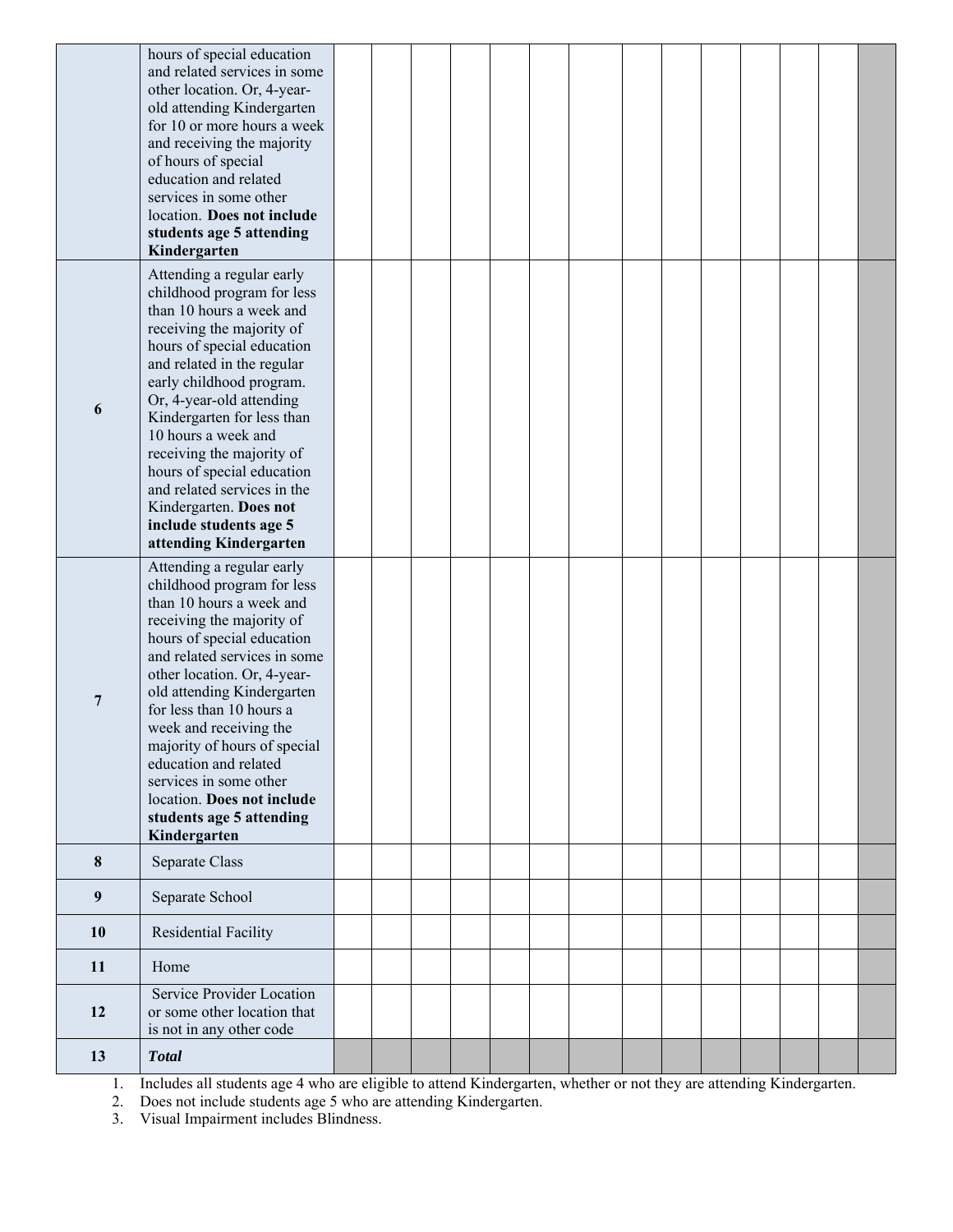| | | | | | | | | | | | | | | |
|---|---|---|---|---|---|---|---|---|---|---|---|---|---|---|
| | hours of special education and related services in some other location. Or, 4-year-old attending Kindergarten for 10 or more hours a week and receiving the majority of hours of special education and related services in some other location. **Does not include students age 5 attending Kindergarten** | | | | | | | | | | | | | |
| **6** | Attending a regular early childhood program for less than 10 hours a week and receiving the majority of hours of special education and related in the regular early childhood program. Or, 4-year-old attending Kindergarten for less than 10 hours a week and receiving the majority of hours of special education and related services in the Kindergarten. **Does not include students age 5 attending Kindergarten** | | | | | | | | | | | | | |
| **7** | Attending a regular early childhood program for less than 10 hours a week and receiving the majority of hours of special education and related services in some other location. Or, 4-year-old attending Kindergarten for less than 10 hours a week and receiving the majority of hours of special education and related services in some other location. **Does not include students age 5 attending Kindergarten** | | | | | | | | | | | | | |
| **8** | Separate Class | | | | | | | | | | | | | |
| **9** | Separate School | | | | | | | | | | | | | |
| **10** | Residential Facility | | | | | | | | | | | | | |
| **11** | Home | | | | | | | | | | | | | |
| **12** | Service Provider Location or some other location that is not in any other code | | | | | | | | | | | | | |
| **13** | ***Total*** | | | | | | | | | | | | | |

1. Includes all students age 4 who are eligible to attend Kindergarten, whether or not they are attending Kindergarten.
2. Does not include students age 5 who are attending Kindergarten.
3. Visual Impairment includes Blindness.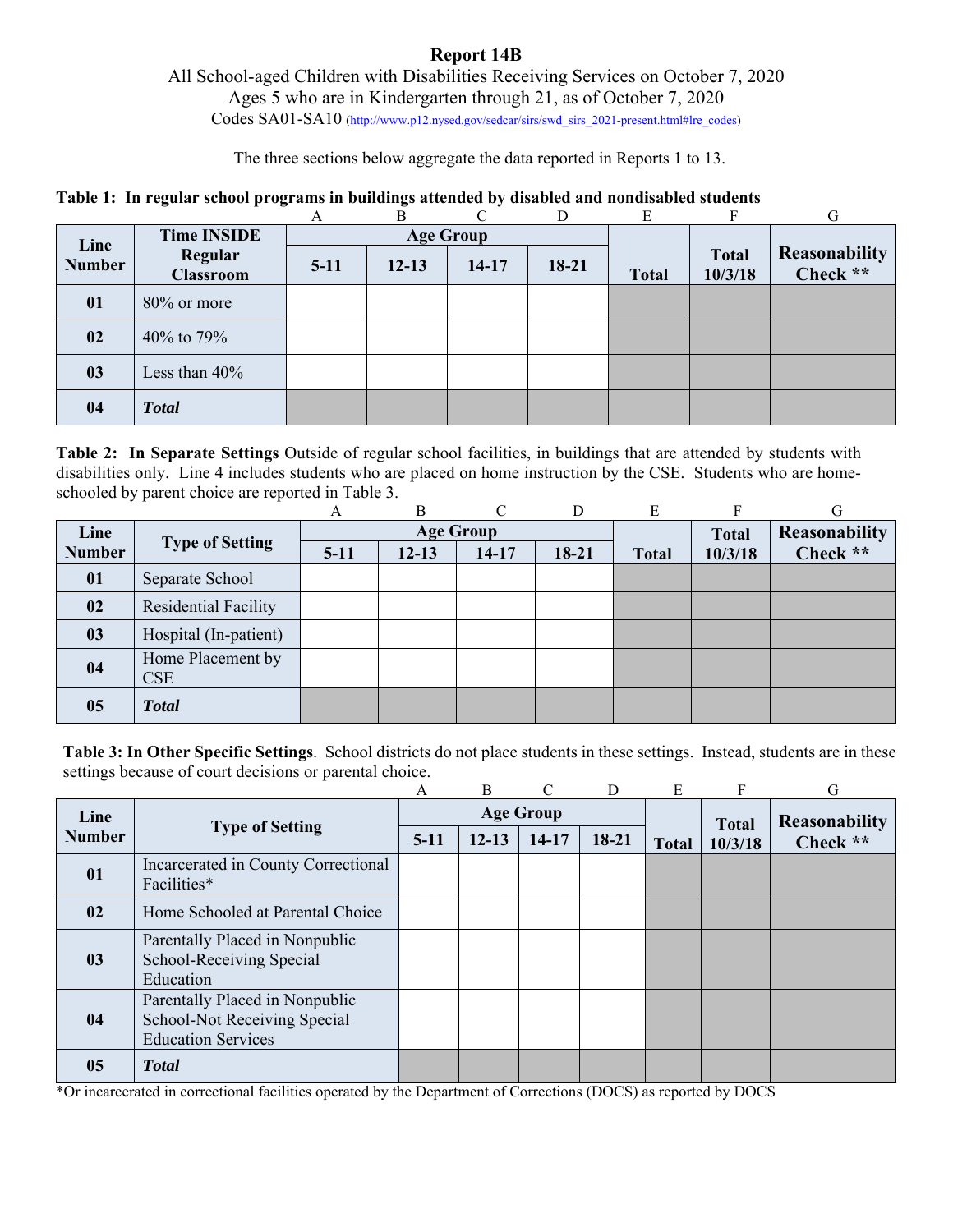# Report 14B

All School-aged Children with Disabilities Receiving Services on October 7, 2020
Ages 5 who are in Kindergarten through 21, as of October 7, 2020
Codes SA01-SA10 (http://www.p12.nysed.gov/sedcar/sirs/swd_sirs_2021-present.html#lre_codes)

The three sections below aggregate the data reported in Reports 1 to 13.

**Table 1: In regular school programs in buildings attended by disabled and nondisabled students**

| | | A | B | C | D | E | F | G |
|---|---|---|---|---|---|---|---|---|
| **Line Number** | **Time INSIDE Regular Classroom** | **Age Group** | | | | **Total** | **Total 10/3/18** | **Reasonability Check \*\*** |
| | | **5-11** | **12-13** | **14-17** | **18-21** | | | |
| **01** | 80% or more | | | | | | | |
| **02** | 40% to 79% | | | | | | | |
| **03** | Less than 40% | | | | | | | |
| **04** | ***Total*** | | | | | | | |

**Table 2: In Separate Settings** Outside of regular school facilities, in buildings that are attended by students with disabilities only. Line 4 includes students who are placed on home instruction by the CSE. Students who are home-schooled by parent choice are reported in Table 3.

| | | A | B | C | D | E | F | G |
|---|---|---|---|---|---|---|---|---|
| **Line Number** | **Type of Setting** | **Age Group** | | | | **Total** | **Total 10/3/18** | **Reasonability Check \*\*** |
| | | **5-11** | **12-13** | **14-17** | **18-21** | | | |
| **01** | Separate School | | | | | | | |
| **02** | Residential Facility | | | | | | | |
| **03** | Hospital (In-patient) | | | | | | | |
| **04** | Home Placement by CSE | | | | | | | |
| **05** | ***Total*** | | | | | | | |

**Table 3: In Other Specific Settings**. School districts do not place students in these settings. Instead, students are in these settings because of court decisions or parental choice.

| | | A | B | C | D | E | F | G |
|---|---|---|---|---|---|---|---|---|
| **Line Number** | **Type of Setting** | **Age Group** | | | | **Total** | **Total 10/3/18** | **Reasonability Check \*\*** |
| | | **5-11** | **12-13** | **14-17** | **18-21** | | | |
| **01** | Incarcerated in County Correctional Facilities* | | | | | | | |
| **02** | Home Schooled at Parental Choice | | | | | | | |
| **03** | Parentally Placed in Nonpublic School-Receiving Special Education | | | | | | | |
| **04** | Parentally Placed in Nonpublic School-Not Receiving Special Education Services | | | | | | | |
| **05** | ***Total*** | | | | | | | |

*Or incarcerated in correctional facilities operated by the Department of Corrections (DOCS) as reported by DOCS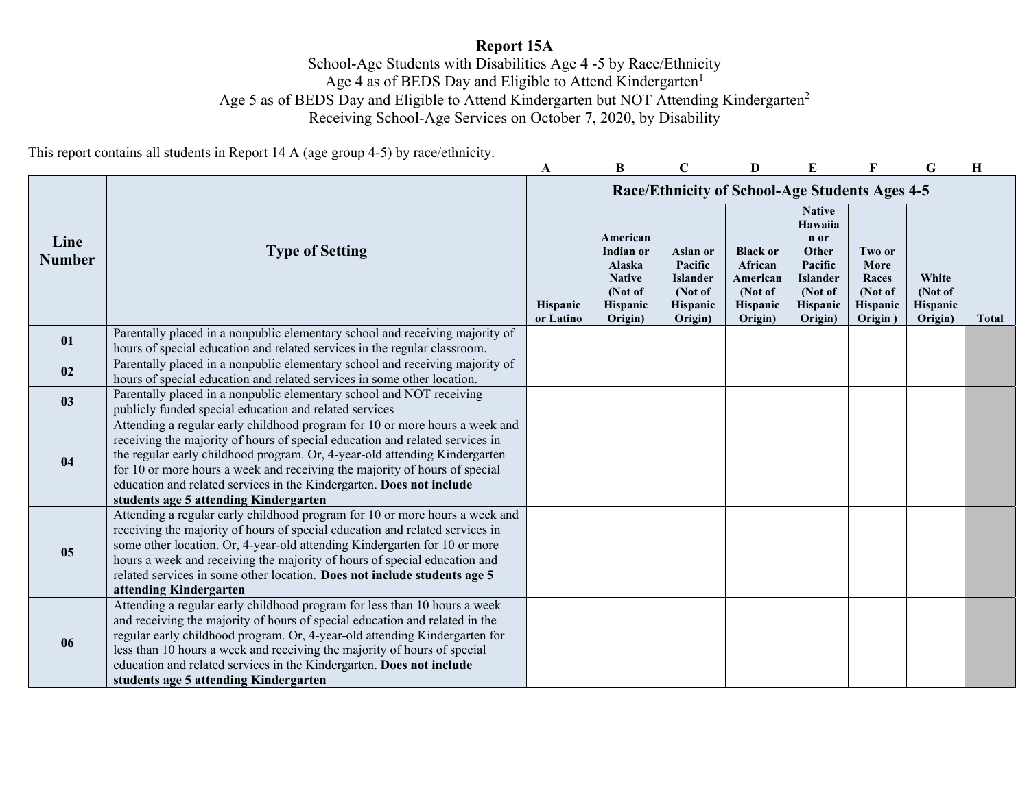# Report 15A

School-Age Students with Disabilities Age 4 -5 by Race/Ethnicity
Age 4 as of BEDS Day and Eligible to Attend Kindergarten[1]
Age 5 as of BEDS Day and Eligible to Attend Kindergarten but NOT Attending Kindergarten[2]
Receiving School-Age Services on October 7, 2020, by Disability

This report contains all students in Report 14 A (age group 4-5) by race/ethnicity.

| | | A | B | C | D | E | F | G | H |
|---|---|---|---|---|---|---|---|---|---|
| **Line Number** | **Type of Setting** | **Race/Ethnicity of School-Age Students Ages 4-5** | | | | | | | |
| | | **Hispanic or Latino** | **American Indian or Alaska Native (Not of Hispanic Origin)** | **Asian or Pacific Islander (Not of Hispanic Origin)** | **Black or African American (Not of Hispanic Origin)** | **Native Hawaiian or Other Pacific Islander (Not of Hispanic Origin)** | **Two or More Races (Not of Hispanic Origin )** | **White (Not of Hispanic Origin)** | **Total** |
| **01** | Parentally placed in a nonpublic elementary school and receiving majority of hours of special education and related services in the regular classroom. | | | | | | | | |
| **02** | Parentally placed in a nonpublic elementary school and receiving majority of hours of special education and related services in some other location. | | | | | | | | |
| **03** | Parentally placed in a nonpublic elementary school and NOT receiving publicly funded special education and related services | | | | | | | | |
| **04** | Attending a regular early childhood program for 10 or more hours a week and receiving the majority of hours of special education and related services in the regular early childhood program. Or, 4-year-old attending Kindergarten for 10 or more hours a week and receiving the majority of hours of special education and related services in the Kindergarten. **Does not include students age 5 attending Kindergarten** | | | | | | | | |
| **05** | Attending a regular early childhood program for 10 or more hours a week and receiving the majority of hours of special education and related services in some other location. Or, 4-year-old attending Kindergarten for 10 or more hours a week and receiving the majority of hours of special education and related services in some other location. **Does not include students age 5 attending Kindergarten** | | | | | | | | |
| **06** | Attending a regular early childhood program for less than 10 hours a week and receiving the majority of hours of special education and related in the regular early childhood program. Or, 4-year-old attending Kindergarten for less than 10 hours a week and receiving the majority of hours of special education and related services in the Kindergarten. **Does not include students age 5 attending Kindergarten** | | | | | | | | |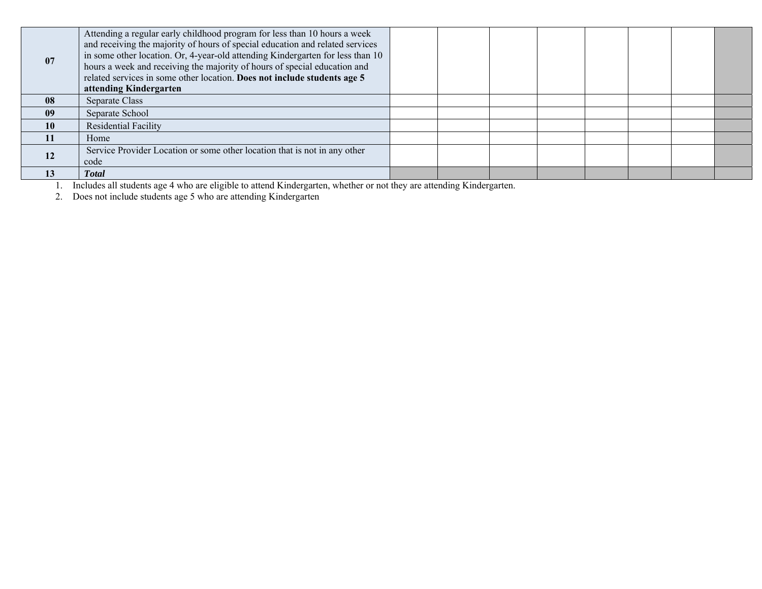| | | | | | | | | | |
|---|---|---|---|---|---|---|---|---|---|
| **07** | Attending a regular early childhood program for less than 10 hours a week and receiving the majority of hours of special education and related services in some other location. Or, 4-year-old attending Kindergarten for less than 10 hours a week and receiving the majority of hours of special education and related services in some other location. **Does not include students age 5 attending Kindergarten** | | | | | | | | |
| **08** | Separate Class | | | | | | | | |
| **09** | Separate School | | | | | | | | |
| **10** | Residential Facility | | | | | | | | |
| **11** | Home | | | | | | | | |
| **12** | Service Provider Location or some other location that is not in any other code | | | | | | | | |
| **13** | ***Total*** | | | | | | | | |

1. Includes all students age 4 who are eligible to attend Kindergarten, whether or not they are attending Kindergarten.
2. Does not include students age 5 who are attending Kindergarten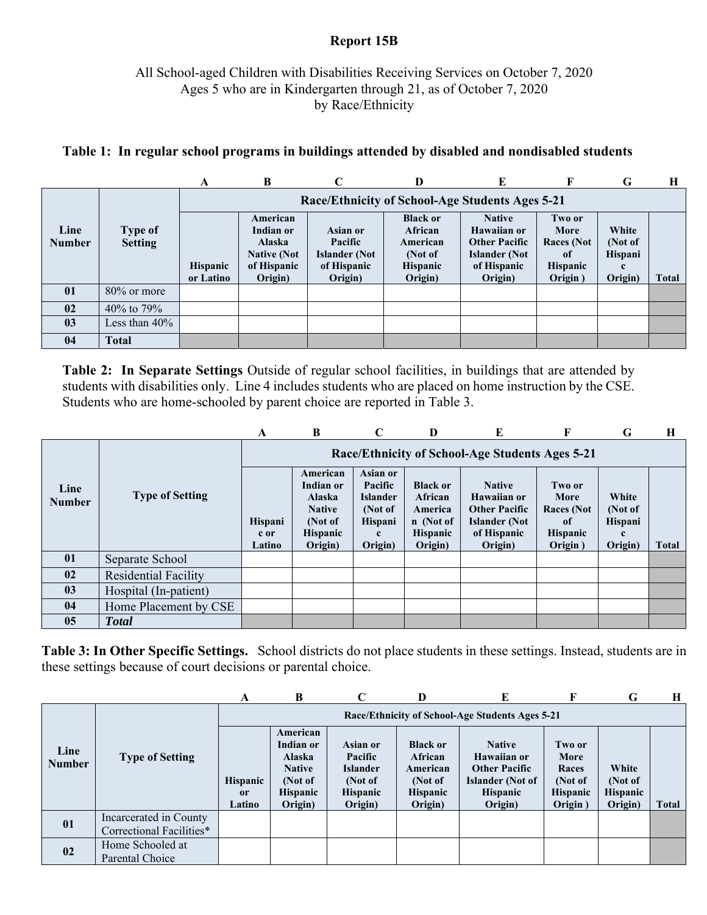## Report 15B

All School-aged Children with Disabilities Receiving Services on October 7, 2020
Ages 5 who are in Kindergarten through 21, as of October 7, 2020
by Race/Ethnicity

**Table 1: In regular school programs in buildings attended by disabled and nondisabled students**

| | | A | B | C | D | E | F | G | H |
|---|---|---|---|---|---|---|---|---|---|
| **Line Number** | **Type of Setting** | **Race/Ethnicity of School-Age Students Ages 5-21** | | | | | | | |
| | | **Hispanic or Latino** | **American Indian or Alaska Native (Not of Hispanic Origin)** | **Asian or Pacific Islander (Not of Hispanic Origin)** | **Black or African American (Not of Hispanic Origin)** | **Native Hawaiian or Other Pacific Islander (Not of Hispanic Origin)** | **Two or More Races (Not of Hispanic Origin )** | **White (Not of Hispanic Origin)** | **Total** |
| **01** | 80% or more | | | | | | | | |
| **02** | 40% to 79% | | | | | | | | |
| **03** | Less than 40% | | | | | | | | |
| **04** | **Total** | | | | | | | | |

**Table 2: In Separate Settings** Outside of regular school facilities, in buildings that are attended by students with disabilities only. Line 4 includes students who are placed on home instruction by the CSE. Students who are home-schooled by parent choice are reported in Table 3.

| | | A | B | C | D | E | F | G | H |
|---|---|---|---|---|---|---|---|---|---|
| **Line Number** | **Type of Setting** | **Race/Ethnicity of School-Age Students Ages 5-21** | | | | | | | |
| | | **Hispanic or Latino** | **American Indian or Alaska Native (Not of Hispanic Origin)** | **Asian or Pacific Islander (Not of Hispanic Origin)** | **Black or African American (Not of Hispanic Origin)** | **Native Hawaiian or Other Pacific Islander (Not of Hispanic Origin)** | **Two or More Races (Not of Hispanic Origin )** | **White (Not of Hispanic Origin)** | **Total** |
| **01** | Separate School | | | | | | | | |
| **02** | Residential Facility | | | | | | | | |
| **03** | Hospital (In-patient) | | | | | | | | |
| **04** | Home Placement by CSE | | | | | | | | |
| **05** | ***Total*** | | | | | | | | |

**Table 3: In Other Specific Settings.** School districts do not place students in these settings. Instead, students are in these settings because of court decisions or parental choice.

| | | A | B | C | D | E | F | G | H |
|---|---|---|---|---|---|---|---|---|---|
| **Line Number** | **Type of Setting** | **Race/Ethnicity of School-Age Students Ages 5-21** | | | | | | | |
| | | **Hispanic or Latino** | **American Indian or Alaska Native (Not of Hispanic Origin)** | **Asian or Pacific Islander (Not of Hispanic Origin)** | **Black or African American (Not of Hispanic Origin)** | **Native Hawaiian or Other Pacific Islander (Not of Hispanic Origin)** | **Two or More Races (Not of Hispanic Origin )** | **White (Not of Hispanic Origin)** | **Total** |
| **01** | Incarcerated in County Correctional Facilities* | | | | | | | | |
| **02** | Home Schooled at Parental Choice | | | | | | | | |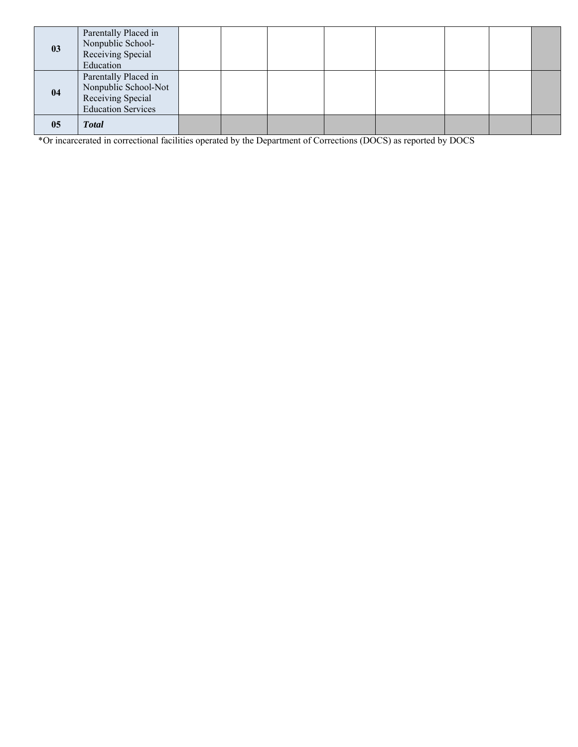| | | | | | | | | | |
|---|---|---|---|---|---|---|---|---|---|
| **03** | Parentally Placed in Nonpublic School-Receiving Special Education | | | | | | | | |
| **04** | Parentally Placed in Nonpublic School-Not Receiving Special Education Services | | | | | | | | |
| **05** | ***Total*** | | | | | | | | |

*Or incarcerated in correctional facilities operated by the Department of Corrections (DOCS) as reported by DOCS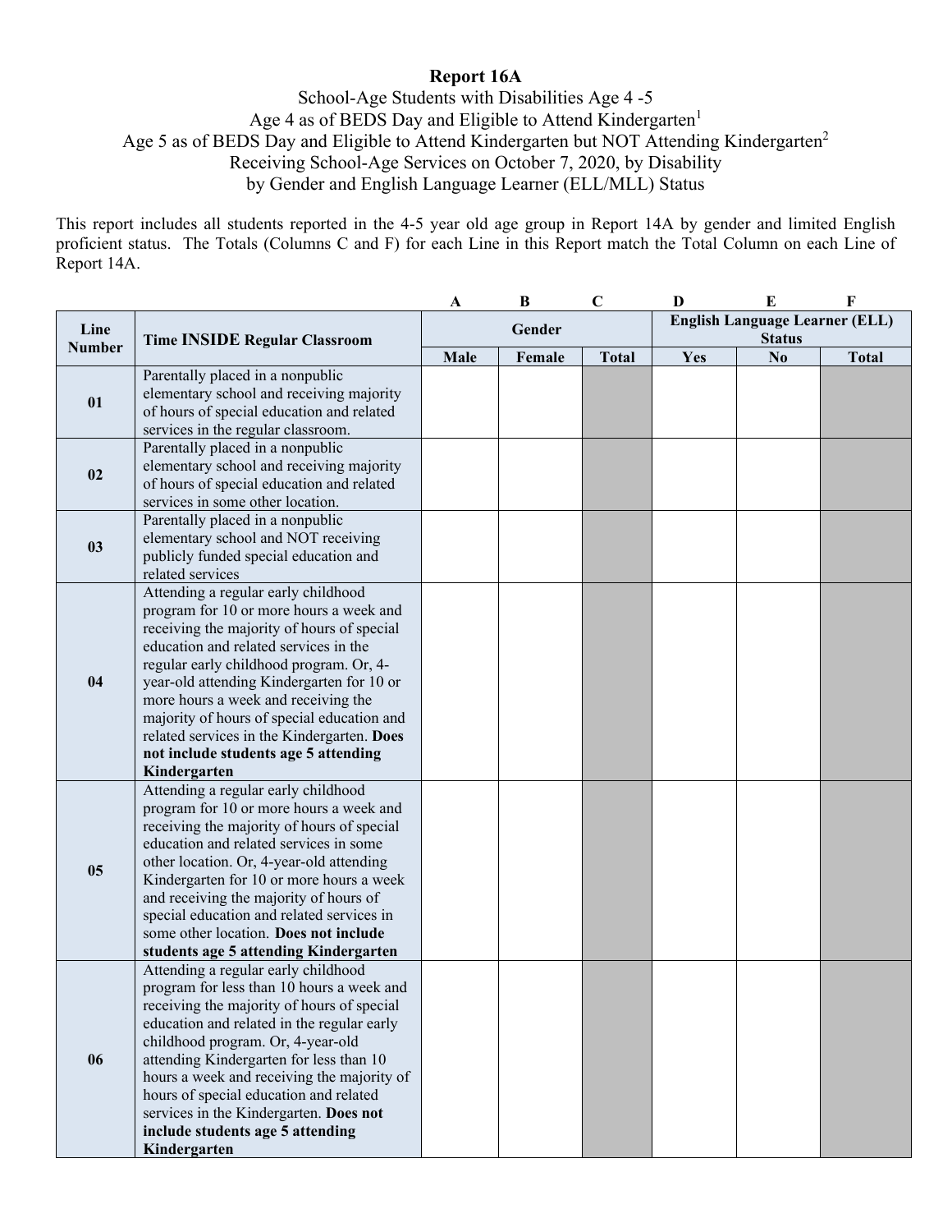# Report 16A

School-Age Students with Disabilities Age 4 -5
Age 4 as of BEDS Day and Eligible to Attend Kindergarten[1]
Age 5 as of BEDS Day and Eligible to Attend Kindergarten but NOT Attending Kindergarten[2]
Receiving School-Age Services on October 7, 2020, by Disability
by Gender and English Language Learner (ELL/MLL) Status

This report includes all students reported in the 4-5 year old age group in Report 14A by gender and limited English proficient status. The Totals (Columns C and F) for each Line in this Report match the Total Column on each Line of Report 14A.

| | | A | B | C | D | E | F |
|---|---|---|---|---|---|---|---|
| **Line Number** | **Time INSIDE Regular Classroom** | **Gender** | | | **English Language Learner (ELL) Status** | | |
| | | **Male** | **Female** | **Total** | **Yes** | **No** | **Total** |
| **01** | Parentally placed in a nonpublic elementary school and receiving majority of hours of special education and related services in the regular classroom. | | | | | | |
| **02** | Parentally placed in a nonpublic elementary school and receiving majority of hours of special education and related services in some other location. | | | | | | |
| **03** | Parentally placed in a nonpublic elementary school and NOT receiving publicly funded special education and related services | | | | | | |
| **04** | Attending a regular early childhood program for 10 or more hours a week and receiving the majority of hours of special education and related services in the regular early childhood program. Or, 4-year-old attending Kindergarten for 10 or more hours a week and receiving the majority of hours of special education and related services in the Kindergarten. **Does not include students age 5 attending Kindergarten** | | | | | | |
| **05** | Attending a regular early childhood program for 10 or more hours a week and receiving the majority of hours of special education and related services in some other location. Or, 4-year-old attending Kindergarten for 10 or more hours a week and receiving the majority of hours of special education and related services in some other location. **Does not include students age 5 attending Kindergarten** | | | | | | |
| **06** | Attending a regular early childhood program for less than 10 hours a week and receiving the majority of hours of special education and related in the regular early childhood program. Or, 4-year-old attending Kindergarten for less than 10 hours a week and receiving the majority of hours of special education and related services in the Kindergarten. **Does not include students age 5 attending Kindergarten** | | | | | | |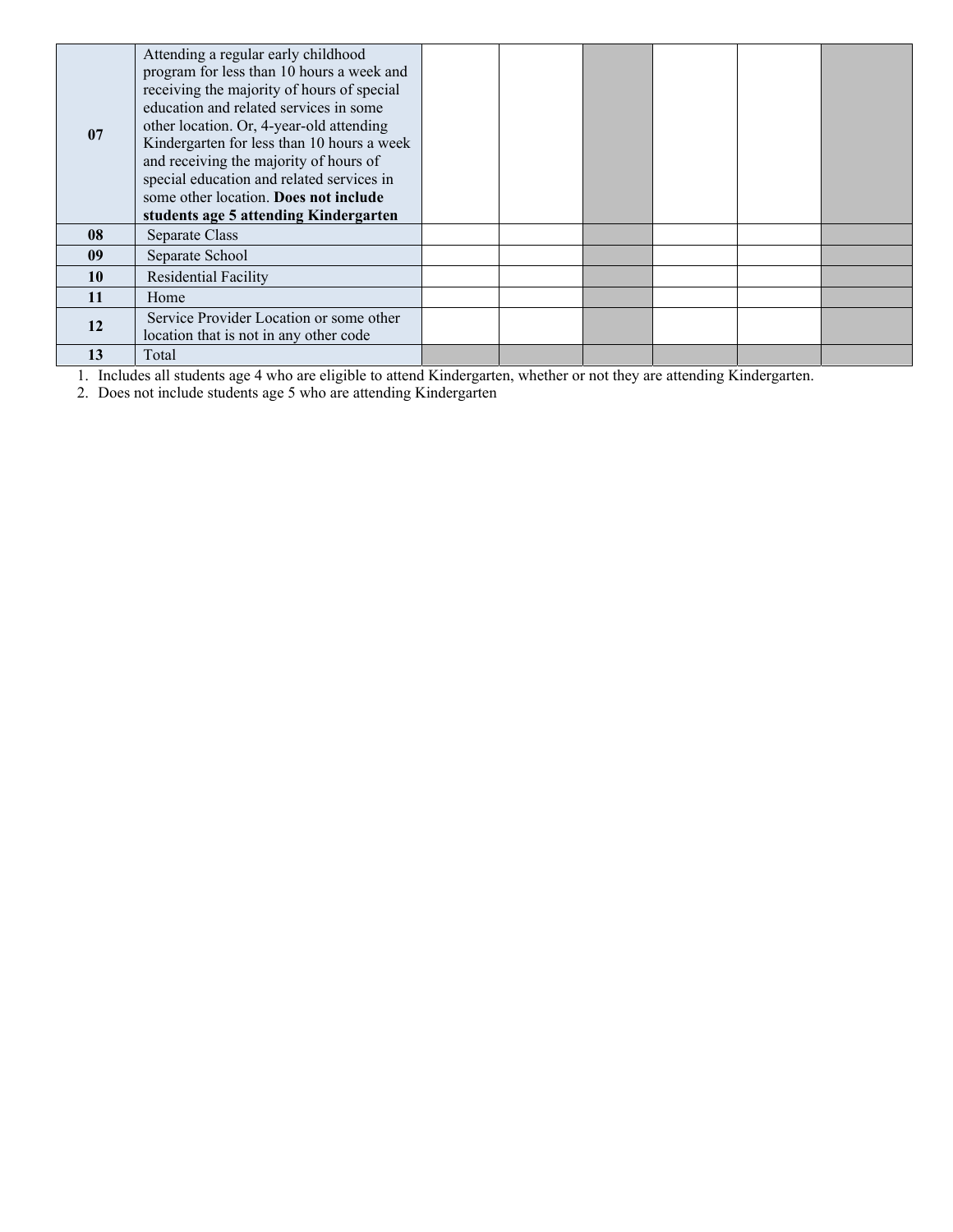| | | | | | | | |
|---|---|---|---|---|---|---|---|
| **07** | Attending a regular early childhood program for less than 10 hours a week and receiving the majority of hours of special education and related services in some other location. Or, 4-year-old attending Kindergarten for less than 10 hours a week and receiving the majority of hours of special education and related services in some other location. **Does not include students age 5 attending Kindergarten** | | | | | | |
| **08** | Separate Class | | | | | | |
| **09** | Separate School | | | | | | |
| **10** | Residential Facility | | | | | | |
| **11** | Home | | | | | | |
| **12** | Service Provider Location or some other location that is not in any other code | | | | | | |
| **13** | Total | | | | | | |

1. Includes all students age 4 who are eligible to attend Kindergarten, whether or not they are attending Kindergarten.
2. Does not include students age 5 who are attending Kindergarten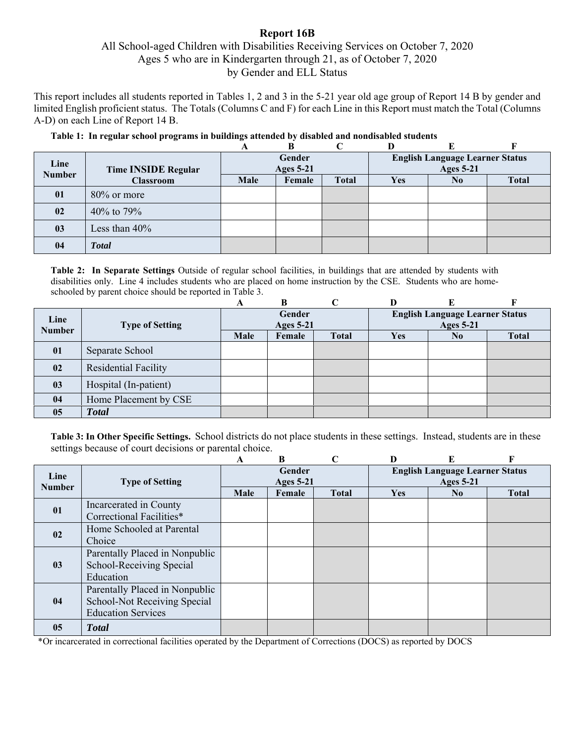# Report 16B

All School-aged Children with Disabilities Receiving Services on October 7, 2020
Ages 5 who are in Kindergarten through 21, as of October 7, 2020
by Gender and ELL Status

This report includes all students reported in Tables 1, 2 and 3 in the 5-21 year old age group of Report 14 B by gender and limited English proficient status. The Totals (Columns C and F) for each Line in this Report must match the Total (Columns A-D) on each Line of Report 14 B.

**Table 1: In regular school programs in buildings attended by disabled and nondisabled students**

| | | A | B | C | D | E | F |
|---|---|---|---|---|---|---|---|
| **Line Number** | **Time INSIDE Regular Classroom** | **Gender Ages 5-21** | | | **English Language Learner Status Ages 5-21** | | |
| | | **Male** | **Female** | **Total** | **Yes** | **No** | **Total** |
| **01** | 80% or more | | | | | | |
| **02** | 40% to 79% | | | | | | |
| **03** | Less than 40% | | | | | | |
| **04** | ***Total*** | | | | | | |

**Table 2: In Separate Settings** Outside of regular school facilities, in buildings that are attended by students with disabilities only. Line 4 includes students who are placed on home instruction by the CSE. Students who are home-schooled by parent choice should be reported in Table 3.

| | | A | B | C | D | E | F |
|---|---|---|---|---|---|---|---|
| **Line Number** | **Type of Setting** | **Gender Ages 5-21** | | | **English Language Learner Status Ages 5-21** | | |
| | | **Male** | **Female** | **Total** | **Yes** | **No** | **Total** |
| **01** | Separate School | | | | | | |
| **02** | Residential Facility | | | | | | |
| **03** | Hospital (In-patient) | | | | | | |
| **04** | Home Placement by CSE | | | | | | |
| **05** | ***Total*** | | | | | | |

**Table 3: In Other Specific Settings.** School districts do not place students in these settings. Instead, students are in these settings because of court decisions or parental choice.

| | | A | B | C | D | E | F |
|---|---|---|---|---|---|---|---|
| **Line Number** | **Type of Setting** | **Gender Ages 5-21** | | | **English Language Learner Status Ages 5-21** | | |
| | | **Male** | **Female** | **Total** | **Yes** | **No** | **Total** |
| **01** | Incarcerated in County Correctional Facilities* | | | | | | |
| **02** | Home Schooled at Parental Choice | | | | | | |
| **03** | Parentally Placed in Nonpublic School-Receiving Special Education | | | | | | |
| **04** | Parentally Placed in Nonpublic School-Not Receiving Special Education Services | | | | | | |
| **05** | ***Total*** | | | | | | |

*Or incarcerated in correctional facilities operated by the Department of Corrections (DOCS) as reported by DOCS